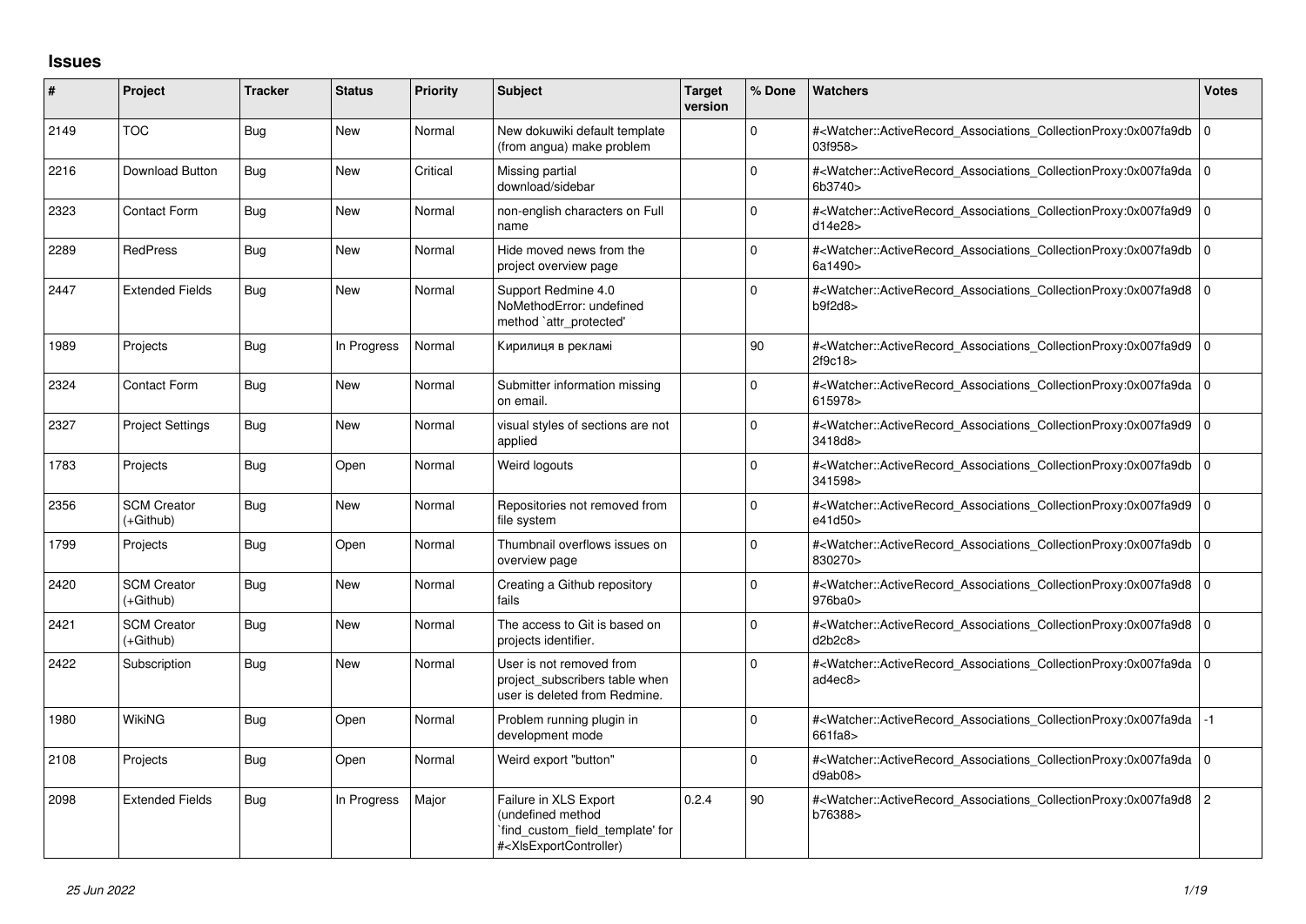## Issues

| # | Project | Tracker | Status | Priority | Subject | Target version | % Done | Watchers | Votes |
|---|---|---|---|---|---|---|---|---|---|
| 2149 | TOC | Bug | New | Normal | New dokuwiki default template (from angua) make problem | | 0 | #<Watcher::ActiveRecord_Associations_CollectionProxy:0x007fa9db03f958> | 0 |
| 2216 | Download Button | Bug | New | Critical | Missing partial download/sidebar | | 0 | #<Watcher::ActiveRecord_Associations_CollectionProxy:0x007fa9da6b3740> | 0 |
| 2323 | Contact Form | Bug | New | Normal | non-english characters on Full name | | 0 | #<Watcher::ActiveRecord_Associations_CollectionProxy:0x007fa9d9d14e28> | 0 |
| 2289 | RedPress | Bug | New | Normal | Hide moved news from the project overview page | | 0 | #<Watcher::ActiveRecord_Associations_CollectionProxy:0x007fa9db6a1490> | 0 |
| 2447 | Extended Fields | Bug | New | Normal | Support Redmine 4.0 NoMethodError: undefined method `attr_protected' | | 0 | #<Watcher::ActiveRecord_Associations_CollectionProxy:0x007fa9d8b9f2d8> | 0 |
| 1989 | Projects | Bug | In Progress | Normal | Кирилиця в рекламі | | 90 | #<Watcher::ActiveRecord_Associations_CollectionProxy:0x007fa9d92f9c18> | 0 |
| 2324 | Contact Form | Bug | New | Normal | Submitter information missing on email. | | 0 | #<Watcher::ActiveRecord_Associations_CollectionProxy:0x007fa9da615978> | 0 |
| 2327 | Project Settings | Bug | New | Normal | visual styles of sections are not applied | | 0 | #<Watcher::ActiveRecord_Associations_CollectionProxy:0x007fa9d93418d8> | 0 |
| 1783 | Projects | Bug | Open | Normal | Weird logouts | | 0 | #<Watcher::ActiveRecord_Associations_CollectionProxy:0x007fa9db341598> | 0 |
| 2356 | SCM Creator (+Github) | Bug | New | Normal | Repositories not removed from file system | | 0 | #<Watcher::ActiveRecord_Associations_CollectionProxy:0x007fa9d9e41d50> | 0 |
| 1799 | Projects | Bug | Open | Normal | Thumbnail overflows issues on overview page | | 0 | #<Watcher::ActiveRecord_Associations_CollectionProxy:0x007fa9db830270> | 0 |
| 2420 | SCM Creator (+Github) | Bug | New | Normal | Creating a Github repository fails | | 0 | #<Watcher::ActiveRecord_Associations_CollectionProxy:0x007fa9d8976ba0> | 0 |
| 2421 | SCM Creator (+Github) | Bug | New | Normal | The access to Git is based on projects identifier. | | 0 | #<Watcher::ActiveRecord_Associations_CollectionProxy:0x007fa9d8d2b2c8> | 0 |
| 2422 | Subscription | Bug | New | Normal | User is not removed from project_subscribers table when user is deleted from Redmine. | | 0 | #<Watcher::ActiveRecord_Associations_CollectionProxy:0x007fa9daad4ec8> | 0 |
| 1980 | WikiNG | Bug | Open | Normal | Problem running plugin in development mode | | 0 | #<Watcher::ActiveRecord_Associations_CollectionProxy:0x007fa9da661fa8> | -1 |
| 2108 | Projects | Bug | Open | Normal | Weird export "button" | | 0 | #<Watcher::ActiveRecord_Associations_CollectionProxy:0x007fa9dad9ab08> | 0 |
| 2098 | Extended Fields | Bug | In Progress | Major | Failure in XLS Export (undefined method `find_custom_field_template' for #<XlsExportController) | 0.2.4 | 90 | #<Watcher::ActiveRecord_Associations_CollectionProxy:0x007fa9d8b76388> | 2 |

*25 Jun 2022*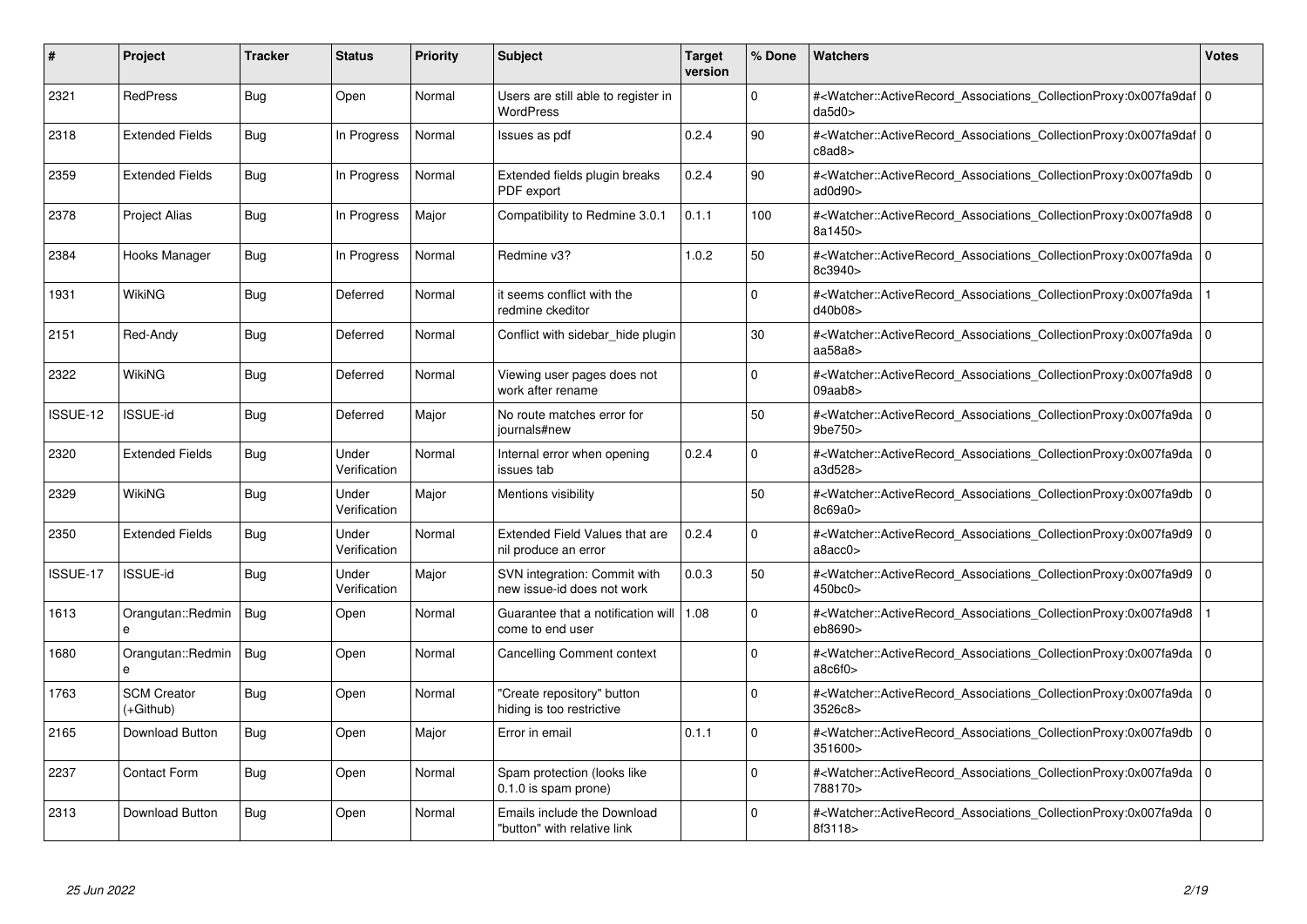| # | Project | Tracker | Status | Priority | Subject | Target version | % Done | Watchers | Votes |
|---|---|---|---|---|---|---|---|---|---|
| 2321 | RedPress | Bug | Open | Normal | Users are still able to register in WordPress | | 0 | #<Watcher::ActiveRecord_Associations_CollectionProxy:0x007fa9dafda5d0> | 0 |
| 2318 | Extended Fields | Bug | In Progress | Normal | Issues as pdf | 0.2.4 | 90 | #<Watcher::ActiveRecord_Associations_CollectionProxy:0x007fa9dafc8ad8> | 0 |
| 2359 | Extended Fields | Bug | In Progress | Normal | Extended fields plugin breaks PDF export | 0.2.4 | 90 | #<Watcher::ActiveRecord_Associations_CollectionProxy:0x007fa9dbad0d90> | 0 |
| 2378 | Project Alias | Bug | In Progress | Major | Compatibility to Redmine 3.0.1 | 0.1.1 | 100 | #<Watcher::ActiveRecord_Associations_CollectionProxy:0x007fa9d88a1450> | 0 |
| 2384 | Hooks Manager | Bug | In Progress | Normal | Redmine v3? | 1.0.2 | 50 | #<Watcher::ActiveRecord_Associations_CollectionProxy:0x007fa9da8c3940> | 0 |
| 1931 | WikiNG | Bug | Deferred | Normal | it seems conflict with the redmine ckeditor | | 0 | #<Watcher::ActiveRecord_Associations_CollectionProxy:0x007fa9dad40b08> | 1 |
| 2151 | Red-Andy | Bug | Deferred | Normal | Conflict with sidebar_hide plugin | | 30 | #<Watcher::ActiveRecord_Associations_CollectionProxy:0x007fa9daaa58a8> | 0 |
| 2322 | WikiNG | Bug | Deferred | Normal | Viewing user pages does not work after rename | | 0 | #<Watcher::ActiveRecord_Associations_CollectionProxy:0x007fa9d809aab8> | 0 |
| ISSUE-12 | ISSUE-id | Bug | Deferred | Major | No route matches error for journals#new | | 50 | #<Watcher::ActiveRecord_Associations_CollectionProxy:0x007fa9da9be750> | 0 |
| 2320 | Extended Fields | Bug | Under Verification | Normal | Internal error when opening issues tab | 0.2.4 | 0 | #<Watcher::ActiveRecord_Associations_CollectionProxy:0x007fa9daa3d528> | 0 |
| 2329 | WikiNG | Bug | Under Verification | Major | Mentions visibility | | 50 | #<Watcher::ActiveRecord_Associations_CollectionProxy:0x007fa9db8c69a0> | 0 |
| 2350 | Extended Fields | Bug | Under Verification | Normal | Extended Field Values that are nil produce an error | 0.2.4 | 0 | #<Watcher::ActiveRecord_Associations_CollectionProxy:0x007fa9d9a8acc0> | 0 |
| ISSUE-17 | ISSUE-id | Bug | Under Verification | Major | SVN integration: Commit with new issue-id does not work | 0.0.3 | 50 | #<Watcher::ActiveRecord_Associations_CollectionProxy:0x007fa9d9450bc0> | 0 |
| 1613 | Orangutan::Redmine | Bug | Open | Normal | Guarantee that a notification will come to end user | 1.08 | 0 | #<Watcher::ActiveRecord_Associations_CollectionProxy:0x007fa9d8eb8690> | 1 |
| 1680 | Orangutan::Redmine | Bug | Open | Normal | Cancelling Comment context | | 0 | #<Watcher::ActiveRecord_Associations_CollectionProxy:0x007fa9daa8c6f0> | 0 |
| 1763 | SCM Creator (+Github) | Bug | Open | Normal | "Create repository" button hiding is too restrictive | | 0 | #<Watcher::ActiveRecord_Associations_CollectionProxy:0x007fa9da3526c8> | 0 |
| 2165 | Download Button | Bug | Open | Major | Error in email | 0.1.1 | 0 | #<Watcher::ActiveRecord_Associations_CollectionProxy:0x007fa9db351600> | 0 |
| 2237 | Contact Form | Bug | Open | Normal | Spam protection (looks like 0.1.0 is spam prone) | | 0 | #<Watcher::ActiveRecord_Associations_CollectionProxy:0x007fa9da788170> | 0 |
| 2313 | Download Button | Bug | Open | Normal | Emails include the Download "button" with relative link | | 0 | #<Watcher::ActiveRecord_Associations_CollectionProxy:0x007fa9da8f3118> | 0 |

*25 Jun 2022*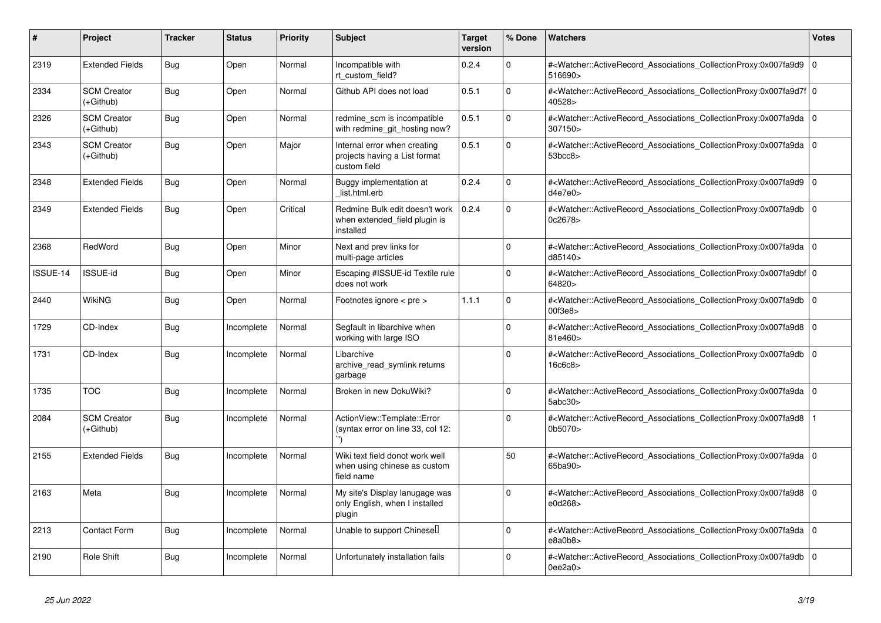| # | Project | Tracker | Status | Priority | Subject | Target version | % Done | Watchers | Votes |
|---|---|---|---|---|---|---|---|---|---|
| 2319 | Extended Fields | Bug | Open | Normal | Incompatible with rt_custom_field? | 0.2.4 | 0 | #<Watcher::ActiveRecord_Associations_CollectionProxy:0x007fa9d9516690> | 0 |
| 2334 | SCM Creator (+Github) | Bug | Open | Normal | Github API does not load | 0.5.1 | 0 | #<Watcher::ActiveRecord_Associations_CollectionProxy:0x007fa9d7f40528> | 0 |
| 2326 | SCM Creator (+Github) | Bug | Open | Normal | redmine_scm is incompatible with redmine_git_hosting now? | 0.5.1 | 0 | #<Watcher::ActiveRecord_Associations_CollectionProxy:0x007fa9da307150> | 0 |
| 2343 | SCM Creator (+Github) | Bug | Open | Major | Internal error when creating projects having a List format custom field | 0.5.1 | 0 | #<Watcher::ActiveRecord_Associations_CollectionProxy:0x007fa9da53bcc8> | 0 |
| 2348 | Extended Fields | Bug | Open | Normal | Buggy implementation at _list.html.erb | 0.2.4 | 0 | #<Watcher::ActiveRecord_Associations_CollectionProxy:0x007fa9d9d4e7e0> | 0 |
| 2349 | Extended Fields | Bug | Open | Critical | Redmine Bulk edit doesn't work when extended_field plugin is installed | 0.2.4 | 0 | #<Watcher::ActiveRecord_Associations_CollectionProxy:0x007fa9db0c2678> | 0 |
| 2368 | RedWord | Bug | Open | Minor | Next and prev links for multi-page articles | | 0 | #<Watcher::ActiveRecord_Associations_CollectionProxy:0x007fa9dad85140> | 0 |
| ISSUE-14 | ISSUE-id | Bug | Open | Minor | Escaping #ISSUE-id Textile rule does not work | | 0 | #<Watcher::ActiveRecord_Associations_CollectionProxy:0x007fa9dbf64820> | 0 |
| 2440 | WikiNG | Bug | Open | Normal | Footnotes ignore < pre > | 1.1.1 | 0 | #<Watcher::ActiveRecord_Associations_CollectionProxy:0x007fa9db00f3e8> | 0 |
| 1729 | CD-Index | Bug | Incomplete | Normal | Segfault in libarchive when working with large ISO | | 0 | #<Watcher::ActiveRecord_Associations_CollectionProxy:0x007fa9d881e460> | 0 |
| 1731 | CD-Index | Bug | Incomplete | Normal | Libarchive archive_read_symlink returns garbage | | 0 | #<Watcher::ActiveRecord_Associations_CollectionProxy:0x007fa9db16c6c8> | 0 |
| 1735 | TOC | Bug | Incomplete | Normal | Broken in new DokuWiki? | | 0 | #<Watcher::ActiveRecord_Associations_CollectionProxy:0x007fa9da5abc30> | 0 |
| 2084 | SCM Creator (+Github) | Bug | Incomplete | Normal | ActionView::Template::Error (syntax error on line 33, col 12: ``) | | 0 | #<Watcher::ActiveRecord_Associations_CollectionProxy:0x007fa9d80b5070> | 1 |
| 2155 | Extended Fields | Bug | Incomplete | Normal | Wiki text field donot work well when using chinese as custom field name | | 50 | #<Watcher::ActiveRecord_Associations_CollectionProxy:0x007fa9da65ba90> | 0 |
| 2163 | Meta | Bug | Incomplete | Normal | My site's Display lanugage was only English, when I installed plugin | | 0 | #<Watcher::ActiveRecord_Associations_CollectionProxy:0x007fa9d8e0d268> | 0 |
| 2213 | Contact Form | Bug | Incomplete | Normal | Unable to support Chinese | | 0 | #<Watcher::ActiveRecord_Associations_CollectionProxy:0x007fa9dae8a0b8> | 0 |
| 2190 | Role Shift | Bug | Incomplete | Normal | Unfortunately installation fails | | 0 | #<Watcher::ActiveRecord_Associations_CollectionProxy:0x007fa9db0ee2a0> | 0 |

*25 Jun 2022*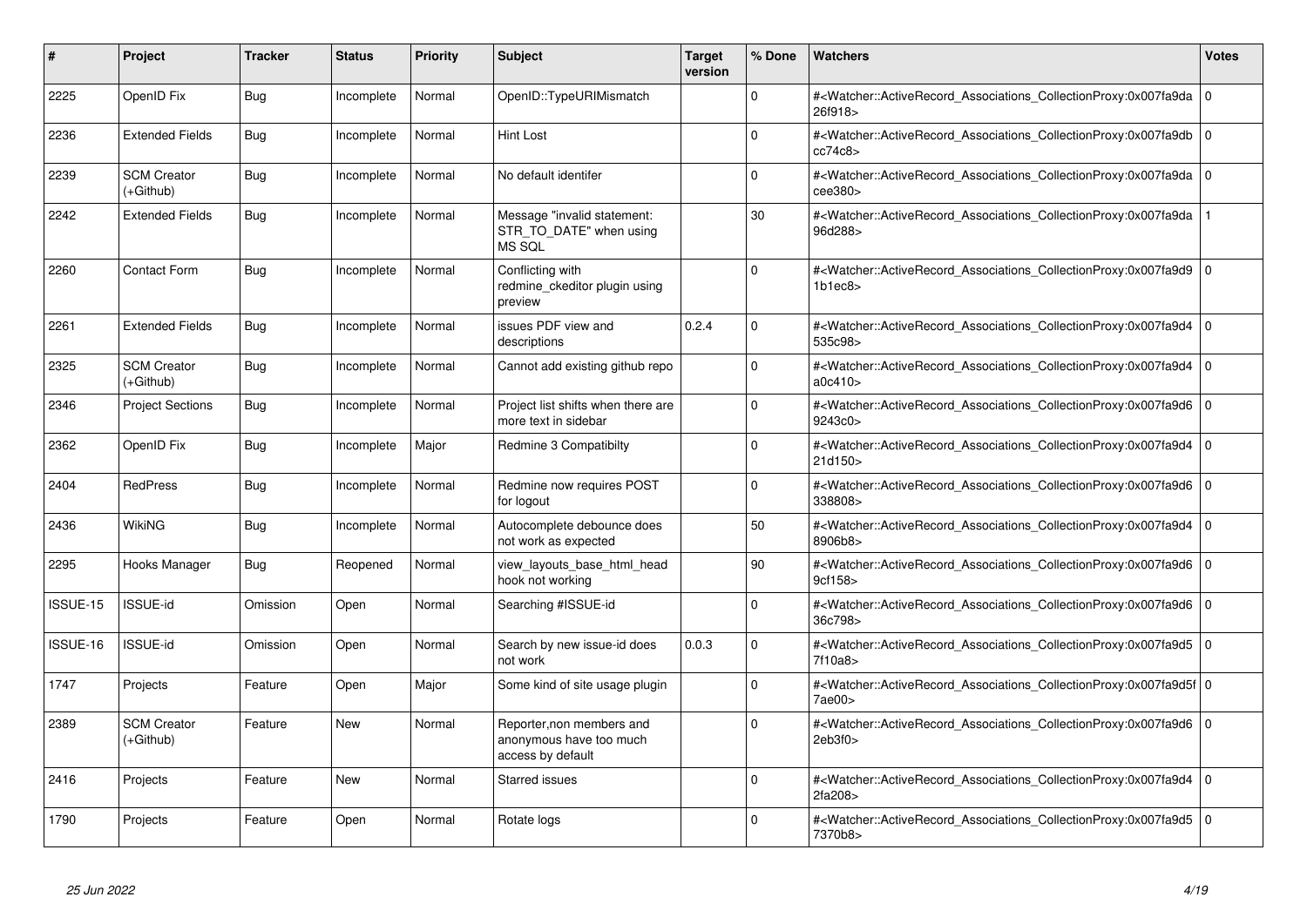| # | Project | Tracker | Status | Priority | Subject | Target version | % Done | Watchers | Votes |
|---|---|---|---|---|---|---|---|---|---|
| 2225 | OpenID Fix | Bug | Incomplete | Normal | OpenID::TypeURIMismatch | | 0 | #<Watcher::ActiveRecord_Associations_CollectionProxy:0x007fa9da26f918> | 0 |
| 2236 | Extended Fields | Bug | Incomplete | Normal | Hint Lost | | 0 | #<Watcher::ActiveRecord_Associations_CollectionProxy:0x007fa9dbcc74c8> | 0 |
| 2239 | SCM Creator (+Github) | Bug | Incomplete | Normal | No default identifer | | 0 | #<Watcher::ActiveRecord_Associations_CollectionProxy:0x007fa9dacee380> | 0 |
| 2242 | Extended Fields | Bug | Incomplete | Normal | Message "invalid statement: STR_TO_DATE" when using MS SQL | | 30 | #<Watcher::ActiveRecord_Associations_CollectionProxy:0x007fa9da96d288> | 1 |
| 2260 | Contact Form | Bug | Incomplete | Normal | Conflicting with redmine_ckeditor plugin using preview | | 0 | #<Watcher::ActiveRecord_Associations_CollectionProxy:0x007fa9d91b1ec8> | 0 |
| 2261 | Extended Fields | Bug | Incomplete | Normal | issues PDF view and descriptions | 0.2.4 | 0 | #<Watcher::ActiveRecord_Associations_CollectionProxy:0x007fa9d4535c98> | 0 |
| 2325 | SCM Creator (+Github) | Bug | Incomplete | Normal | Cannot add existing github repo | | 0 | #<Watcher::ActiveRecord_Associations_CollectionProxy:0x007fa9d4a0c410> | 0 |
| 2346 | Project Sections | Bug | Incomplete | Normal | Project list shifts when there are more text in sidebar | | 0 | #<Watcher::ActiveRecord_Associations_CollectionProxy:0x007fa9d69243c0> | 0 |
| 2362 | OpenID Fix | Bug | Incomplete | Major | Redmine 3 Compatibilty | | 0 | #<Watcher::ActiveRecord_Associations_CollectionProxy:0x007fa9d421d150> | 0 |
| 2404 | RedPress | Bug | Incomplete | Normal | Redmine now requires POST for logout | | 0 | #<Watcher::ActiveRecord_Associations_CollectionProxy:0x007fa9d6338808> | 0 |
| 2436 | WikiNG | Bug | Incomplete | Normal | Autocomplete debounce does not work as expected | | 50 | #<Watcher::ActiveRecord_Associations_CollectionProxy:0x007fa9d48906b8> | 0 |
| 2295 | Hooks Manager | Bug | Reopened | Normal | view_layouts_base_html_head hook not working | | 90 | #<Watcher::ActiveRecord_Associations_CollectionProxy:0x007fa9d69cf158> | 0 |
| ISSUE-15 | ISSUE-id | Omission | Open | Normal | Searching #ISSUE-id | | 0 | #<Watcher::ActiveRecord_Associations_CollectionProxy:0x007fa9d636c798> | 0 |
| ISSUE-16 | ISSUE-id | Omission | Open | Normal | Search by new issue-id does not work | 0.0.3 | 0 | #<Watcher::ActiveRecord_Associations_CollectionProxy:0x007fa9d57f10a8> | 0 |
| 1747 | Projects | Feature | Open | Major | Some kind of site usage plugin | | 0 | #<Watcher::ActiveRecord_Associations_CollectionProxy:0x007fa9d5f7ae00> | 0 |
| 2389 | SCM Creator (+Github) | Feature | New | Normal | Reporter,non members and anonymous have too much access by default | | 0 | #<Watcher::ActiveRecord_Associations_CollectionProxy:0x007fa9d62eb3f0> | 0 |
| 2416 | Projects | Feature | New | Normal | Starred issues | | 0 | #<Watcher::ActiveRecord_Associations_CollectionProxy:0x007fa9d42fa208> | 0 |
| 1790 | Projects | Feature | Open | Normal | Rotate logs | | 0 | #<Watcher::ActiveRecord_Associations_CollectionProxy:0x007fa9d57370b8> | 0 |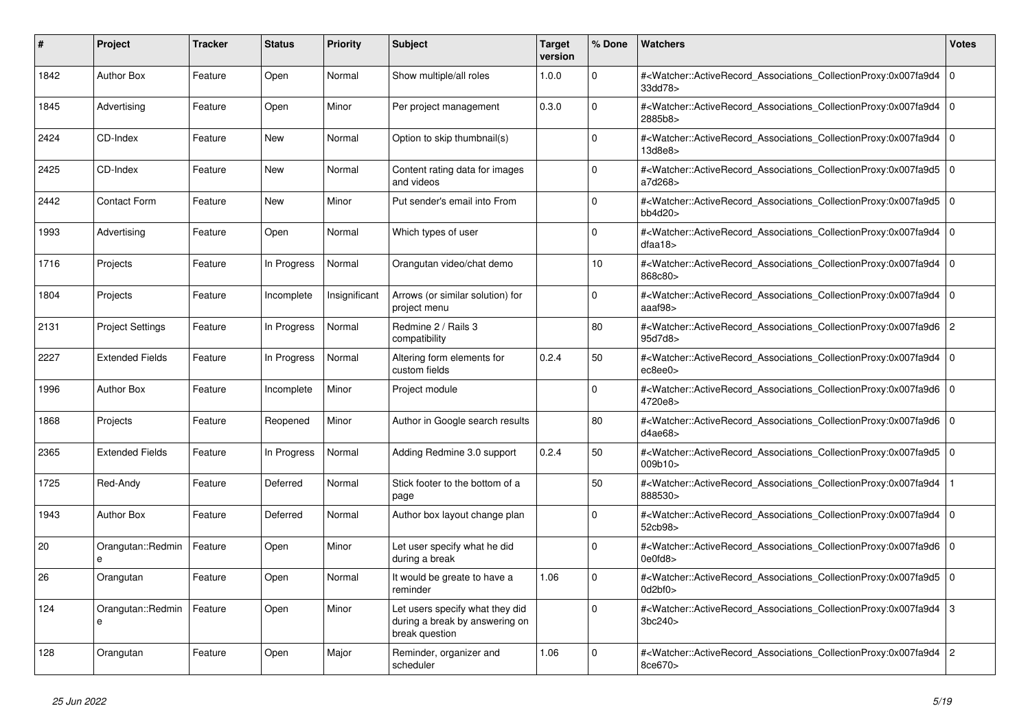| # | Project | Tracker | Status | Priority | Subject | Target version | % Done | Watchers | Votes |
|---|---|---|---|---|---|---|---|---|---|
| 1842 | Author Box | Feature | Open | Normal | Show multiple/all roles | 1.0.0 | 0 | #<Watcher::ActiveRecord_Associations_CollectionProxy:0x007fa9d433dd78> | 0 |
| 1845 | Advertising | Feature | Open | Minor | Per project management | 0.3.0 | 0 | #<Watcher::ActiveRecord_Associations_CollectionProxy:0x007fa9d42885b8> | 0 |
| 2424 | CD-Index | Feature | New | Normal | Option to skip thumbnail(s) | | 0 | #<Watcher::ActiveRecord_Associations_CollectionProxy:0x007fa9d413d8e8> | 0 |
| 2425 | CD-Index | Feature | New | Normal | Content rating data for images and videos | | 0 | #<Watcher::ActiveRecord_Associations_CollectionProxy:0x007fa9d5a7d268> | 0 |
| 2442 | Contact Form | Feature | New | Minor | Put sender's email into From | | 0 | #<Watcher::ActiveRecord_Associations_CollectionProxy:0x007fa9d5bb4d20> | 0 |
| 1993 | Advertising | Feature | Open | Normal | Which types of user | | 0 | #<Watcher::ActiveRecord_Associations_CollectionProxy:0x007fa9d4dfaa18> | 0 |
| 1716 | Projects | Feature | In Progress | Normal | Orangutan video/chat demo | | 10 | #<Watcher::ActiveRecord_Associations_CollectionProxy:0x007fa9d4868c80> | 0 |
| 1804 | Projects | Feature | Incomplete | Insignificant | Arrows (or similar solution) for project menu | | 0 | #<Watcher::ActiveRecord_Associations_CollectionProxy:0x007fa9d4aaaf98> | 0 |
| 2131 | Project Settings | Feature | In Progress | Normal | Redmine 2 / Rails 3 compatibility | | 80 | #<Watcher::ActiveRecord_Associations_CollectionProxy:0x007fa9d695d7d8> | 2 |
| 2227 | Extended Fields | Feature | In Progress | Normal | Altering form elements for custom fields | 0.2.4 | 50 | #<Watcher::ActiveRecord_Associations_CollectionProxy:0x007fa9d4ec8ee0> | 0 |
| 1996 | Author Box | Feature | Incomplete | Minor | Project module | | 0 | #<Watcher::ActiveRecord_Associations_CollectionProxy:0x007fa9d64720e8> | 0 |
| 1868 | Projects | Feature | Reopened | Minor | Author in Google search results | | 80 | #<Watcher::ActiveRecord_Associations_CollectionProxy:0x007fa9d6d4ae68> | 0 |
| 2365 | Extended Fields | Feature | In Progress | Normal | Adding Redmine 3.0 support | 0.2.4 | 50 | #<Watcher::ActiveRecord_Associations_CollectionProxy:0x007fa9d5009b10> | 0 |
| 1725 | Red-Andy | Feature | Deferred | Normal | Stick footer to the bottom of a page | | 50 | #<Watcher::ActiveRecord_Associations_CollectionProxy:0x007fa9d4888530> | 1 |
| 1943 | Author Box | Feature | Deferred | Normal | Author box layout change plan | | 0 | #<Watcher::ActiveRecord_Associations_CollectionProxy:0x007fa9d452cb98> | 0 |
| 20 | Orangutan::Redmine | Feature | Open | Minor | Let user specify what he did during a break | | 0 | #<Watcher::ActiveRecord_Associations_CollectionProxy:0x007fa9d60e0fd8> | 0 |
| 26 | Orangutan | Feature | Open | Normal | It would be greate to have a reminder | 1.06 | 0 | #<Watcher::ActiveRecord_Associations_CollectionProxy:0x007fa9d50d2bf0> | 0 |
| 124 | Orangutan::Redmine | Feature | Open | Minor | Let users specify what they did during a break by answering on break question | | 0 | #<Watcher::ActiveRecord_Associations_CollectionProxy:0x007fa9d43bc240> | 3 |
| 128 | Orangutan | Feature | Open | Major | Reminder, organizer and scheduler | 1.06 | 0 | #<Watcher::ActiveRecord_Associations_CollectionProxy:0x007fa9d48ce670> | 2 |

*25 Jun 2022*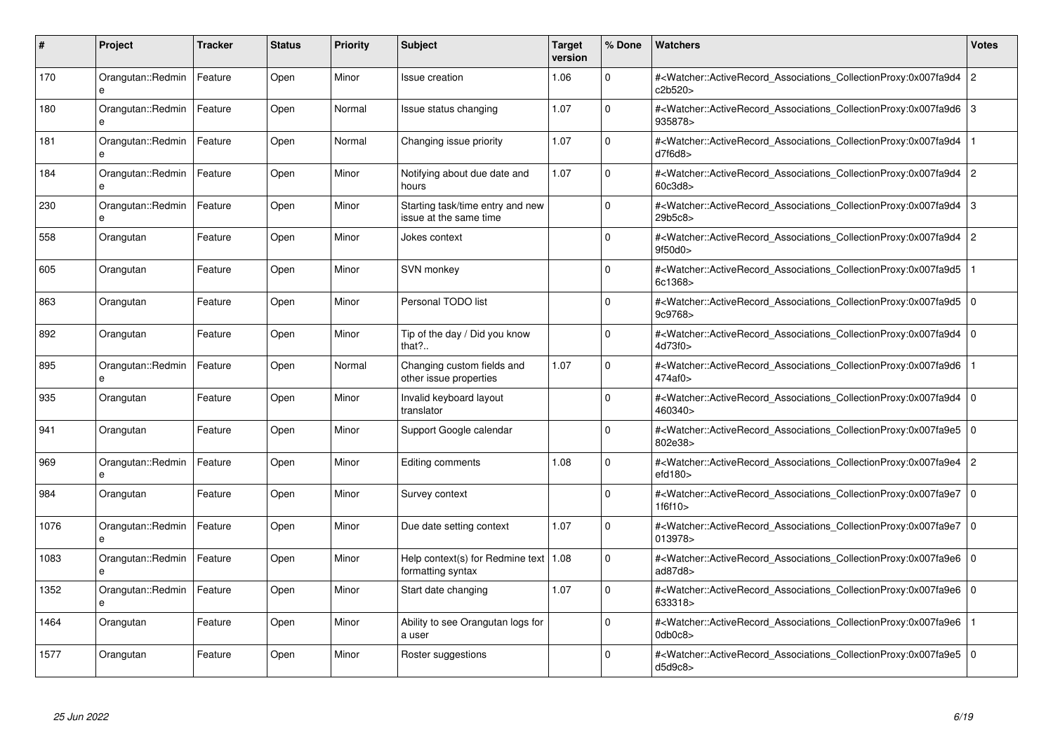| # | Project | Tracker | Status | Priority | Subject | Target version | % Done | Watchers | Votes |
|---|---|---|---|---|---|---|---|---|---|
| 170 | Orangutan::Redmine | Feature | Open | Minor | Issue creation | 1.06 | 0 | #<Watcher::ActiveRecord_Associations_CollectionProxy:0x007fa9d4c2b520> | 2 |
| 180 | Orangutan::Redmine | Feature | Open | Normal | Issue status changing | 1.07 | 0 | #<Watcher::ActiveRecord_Associations_CollectionProxy:0x007fa9d6935878> | 3 |
| 181 | Orangutan::Redmine | Feature | Open | Normal | Changing issue priority | 1.07 | 0 | #<Watcher::ActiveRecord_Associations_CollectionProxy:0x007fa9d4d7f6d8> | 1 |
| 184 | Orangutan::Redmine | Feature | Open | Minor | Notifying about due date and hours | 1.07 | 0 | #<Watcher::ActiveRecord_Associations_CollectionProxy:0x007fa9d460c3d8> | 2 |
| 230 | Orangutan::Redmine | Feature | Open | Minor | Starting task/time entry and new issue at the same time | | 0 | #<Watcher::ActiveRecord_Associations_CollectionProxy:0x007fa9d429b5c8> | 3 |
| 558 | Orangutan | Feature | Open | Minor | Jokes context | | 0 | #<Watcher::ActiveRecord_Associations_CollectionProxy:0x007fa9d49f50d0> | 2 |
| 605 | Orangutan | Feature | Open | Minor | SVN monkey | | 0 | #<Watcher::ActiveRecord_Associations_CollectionProxy:0x007fa9d56c1368> | 1 |
| 863 | Orangutan | Feature | Open | Minor | Personal TODO list | | 0 | #<Watcher::ActiveRecord_Associations_CollectionProxy:0x007fa9d59c9768> | 0 |
| 892 | Orangutan | Feature | Open | Minor | Tip of the day / Did you know that?.. | | 0 | #<Watcher::ActiveRecord_Associations_CollectionProxy:0x007fa9d44d73f0> | 0 |
| 895 | Orangutan::Redmine | Feature | Open | Normal | Changing custom fields and other issue properties | 1.07 | 0 | #<Watcher::ActiveRecord_Associations_CollectionProxy:0x007fa9d6474af0> | 1 |
| 935 | Orangutan | Feature | Open | Minor | Invalid keyboard layout translator | | 0 | #<Watcher::ActiveRecord_Associations_CollectionProxy:0x007fa9d4460340> | 0 |
| 941 | Orangutan | Feature | Open | Minor | Support Google calendar | | 0 | #<Watcher::ActiveRecord_Associations_CollectionProxy:0x007fa9e5802e38> | 0 |
| 969 | Orangutan::Redmine | Feature | Open | Minor | Editing comments | 1.08 | 0 | #<Watcher::ActiveRecord_Associations_CollectionProxy:0x007fa9e4efd180> | 2 |
| 984 | Orangutan | Feature | Open | Minor | Survey context | | 0 | #<Watcher::ActiveRecord_Associations_CollectionProxy:0x007fa9e71f6f10> | 0 |
| 1076 | Orangutan::Redmine | Feature | Open | Minor | Due date setting context | 1.07 | 0 | #<Watcher::ActiveRecord_Associations_CollectionProxy:0x007fa9e7013978> | 0 |
| 1083 | Orangutan::Redmine | Feature | Open | Minor | Help context(s) for Redmine text formatting syntax | 1.08 | 0 | #<Watcher::ActiveRecord_Associations_CollectionProxy:0x007fa9e6ad87d8> | 0 |
| 1352 | Orangutan::Redmine | Feature | Open | Minor | Start date changing | 1.07 | 0 | #<Watcher::ActiveRecord_Associations_CollectionProxy:0x007fa9e6633318> | 0 |
| 1464 | Orangutan | Feature | Open | Minor | Ability to see Orangutan logs for a user | | 0 | #<Watcher::ActiveRecord_Associations_CollectionProxy:0x007fa9e60db0c8> | 1 |
| 1577 | Orangutan | Feature | Open | Minor | Roster suggestions | | 0 | #<Watcher::ActiveRecord_Associations_CollectionProxy:0x007fa9e5d5d9c8> | 0 |

*25 Jun 2022*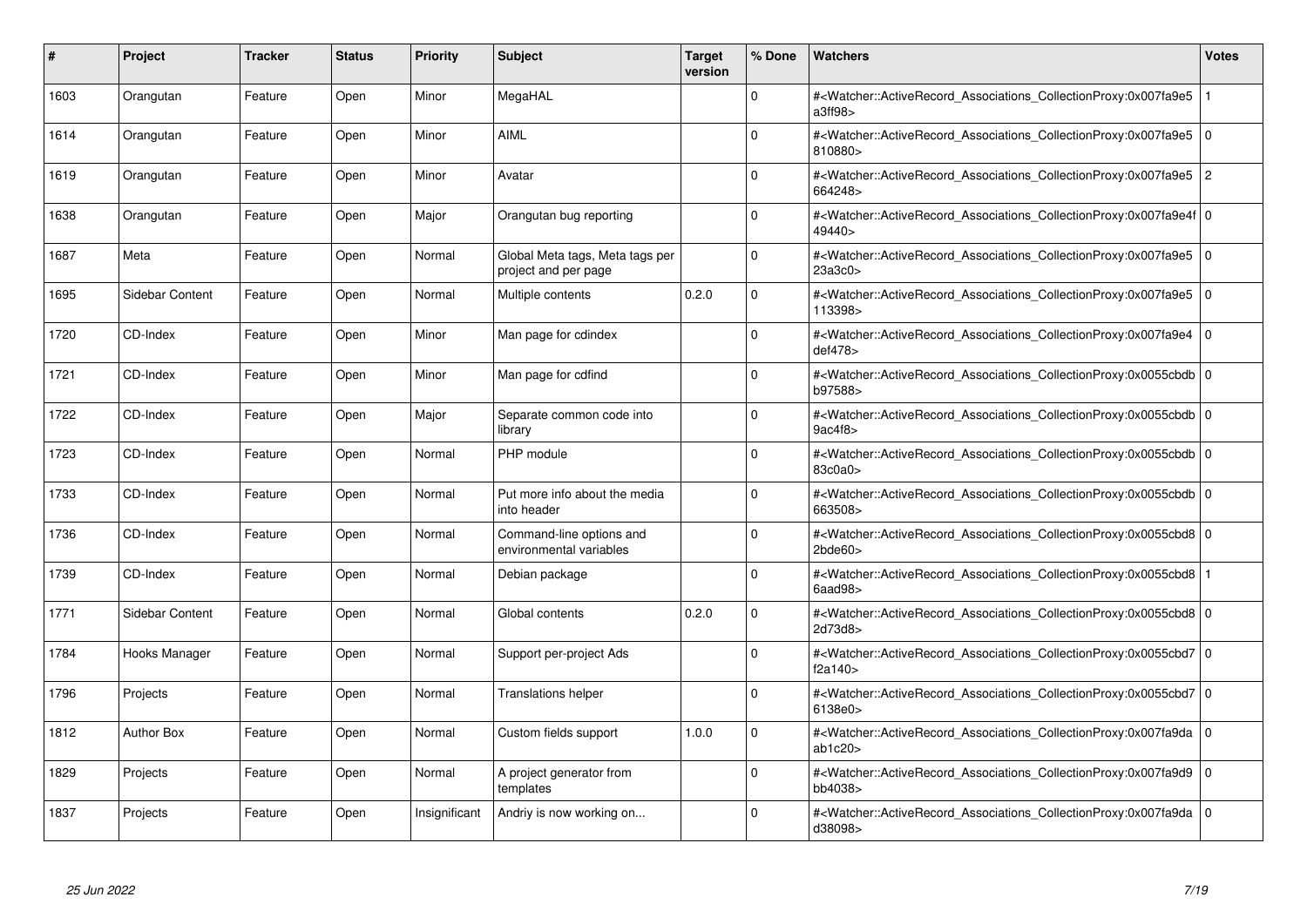| # | Project | Tracker | Status | Priority | Subject | Target version | % Done | Watchers | Votes |
|---|---|---|---|---|---|---|---|---|---|
| 1603 | Orangutan | Feature | Open | Minor | MegaHAL | | 0 | #<Watcher::ActiveRecord_Associations_CollectionProxy:0x007fa9e5a3ff98> | 1 |
| 1614 | Orangutan | Feature | Open | Minor | AIML | | 0 | #<Watcher::ActiveRecord_Associations_CollectionProxy:0x007fa9e5810880> | 0 |
| 1619 | Orangutan | Feature | Open | Minor | Avatar | | 0 | #<Watcher::ActiveRecord_Associations_CollectionProxy:0x007fa9e5664248> | 2 |
| 1638 | Orangutan | Feature | Open | Major | Orangutan bug reporting | | 0 | #<Watcher::ActiveRecord_Associations_CollectionProxy:0x007fa9e4f49440> | 0 |
| 1687 | Meta | Feature | Open | Normal | Global Meta tags, Meta tags per project and per page | | 0 | #<Watcher::ActiveRecord_Associations_CollectionProxy:0x007fa9e523a3c0> | 0 |
| 1695 | Sidebar Content | Feature | Open | Normal | Multiple contents | 0.2.0 | 0 | #<Watcher::ActiveRecord_Associations_CollectionProxy:0x007fa9e5113398> | 0 |
| 1720 | CD-Index | Feature | Open | Minor | Man page for cdindex | | 0 | #<Watcher::ActiveRecord_Associations_CollectionProxy:0x007fa9e4def478> | 0 |
| 1721 | CD-Index | Feature | Open | Minor | Man page for cdfind | | 0 | #<Watcher::ActiveRecord_Associations_CollectionProxy:0x0055cbdbb97588> | 0 |
| 1722 | CD-Index | Feature | Open | Major | Separate common code into library | | 0 | #<Watcher::ActiveRecord_Associations_CollectionProxy:0x0055cbdb9ac4f8> | 0 |
| 1723 | CD-Index | Feature | Open | Normal | PHP module | | 0 | #<Watcher::ActiveRecord_Associations_CollectionProxy:0x0055cbdb83c0a0> | 0 |
| 1733 | CD-Index | Feature | Open | Normal | Put more info about the media into header | | 0 | #<Watcher::ActiveRecord_Associations_CollectionProxy:0x0055cbdb663508> | 0 |
| 1736 | CD-Index | Feature | Open | Normal | Command-line options and environmental variables | | 0 | #<Watcher::ActiveRecord_Associations_CollectionProxy:0x0055cbd82bde60> | 0 |
| 1739 | CD-Index | Feature | Open | Normal | Debian package | | 0 | #<Watcher::ActiveRecord_Associations_CollectionProxy:0x0055cbd86aad98> | 1 |
| 1771 | Sidebar Content | Feature | Open | Normal | Global contents | 0.2.0 | 0 | #<Watcher::ActiveRecord_Associations_CollectionProxy:0x0055cbd82d73d8> | 0 |
| 1784 | Hooks Manager | Feature | Open | Normal | Support per-project Ads | | 0 | #<Watcher::ActiveRecord_Associations_CollectionProxy:0x0055cbd7f2a140> | 0 |
| 1796 | Projects | Feature | Open | Normal | Translations helper | | 0 | #<Watcher::ActiveRecord_Associations_CollectionProxy:0x0055cbd76138e0> | 0 |
| 1812 | Author Box | Feature | Open | Normal | Custom fields support | 1.0.0 | 0 | #<Watcher::ActiveRecord_Associations_CollectionProxy:0x007fa9daab1c20> | 0 |
| 1829 | Projects | Feature | Open | Normal | A project generator from templates | | 0 | #<Watcher::ActiveRecord_Associations_CollectionProxy:0x007fa9d9bb4038> | 0 |
| 1837 | Projects | Feature | Open | Insignificant | Andriy is now working on... | | 0 | #<Watcher::ActiveRecord_Associations_CollectionProxy:0x007fa9dad38098> | 0 |

*25 Jun 2022*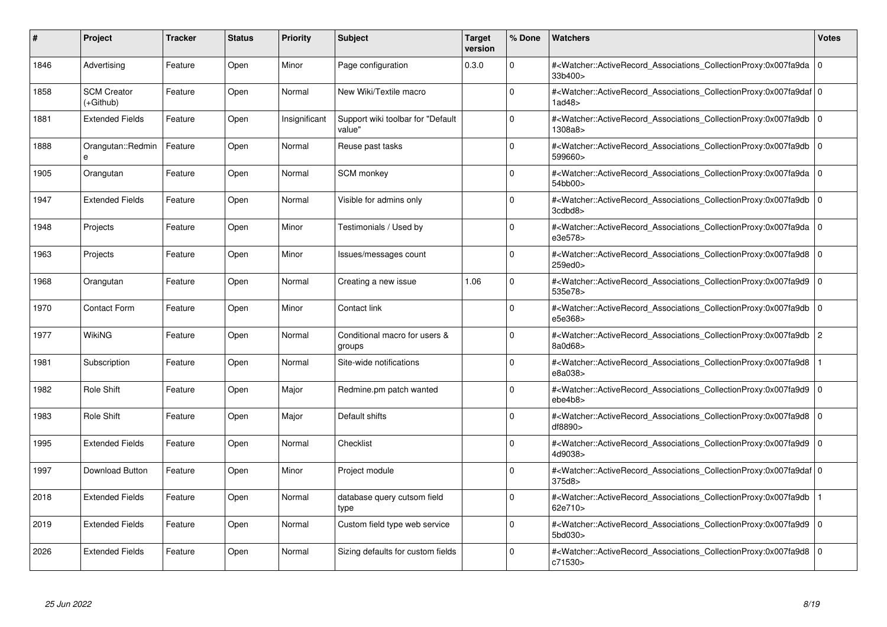| # | Project | Tracker | Status | Priority | Subject | Target version | % Done | Watchers | Votes |
|---|---|---|---|---|---|---|---|---|---|
| 1846 | Advertising | Feature | Open | Minor | Page configuration | 0.3.0 | 0 | #<Watcher::ActiveRecord_Associations_CollectionProxy:0x007fa9da33b400> | 0 |
| 1858 | SCM Creator (+Github) | Feature | Open | Normal | New Wiki/Textile macro | | 0 | #<Watcher::ActiveRecord_Associations_CollectionProxy:0x007fa9daf1ad48> | 0 |
| 1881 | Extended Fields | Feature | Open | Insignificant | Support wiki toolbar for "Default value" | | 0 | #<Watcher::ActiveRecord_Associations_CollectionProxy:0x007fa9db1308a8> | 0 |
| 1888 | Orangutan::Redmine | Feature | Open | Normal | Reuse past tasks | | 0 | #<Watcher::ActiveRecord_Associations_CollectionProxy:0x007fa9db599660> | 0 |
| 1905 | Orangutan | Feature | Open | Normal | SCM monkey | | 0 | #<Watcher::ActiveRecord_Associations_CollectionProxy:0x007fa9da54bb00> | 0 |
| 1947 | Extended Fields | Feature | Open | Normal | Visible for admins only | | 0 | #<Watcher::ActiveRecord_Associations_CollectionProxy:0x007fa9db3cdbd8> | 0 |
| 1948 | Projects | Feature | Open | Minor | Testimonials / Used by | | 0 | #<Watcher::ActiveRecord_Associations_CollectionProxy:0x007fa9dae3e578> | 0 |
| 1963 | Projects | Feature | Open | Minor | Issues/messages count | | 0 | #<Watcher::ActiveRecord_Associations_CollectionProxy:0x007fa9d8259ed0> | 0 |
| 1968 | Orangutan | Feature | Open | Normal | Creating a new issue | 1.06 | 0 | #<Watcher::ActiveRecord_Associations_CollectionProxy:0x007fa9d9535e78> | 0 |
| 1970 | Contact Form | Feature | Open | Minor | Contact link | | 0 | #<Watcher::ActiveRecord_Associations_CollectionProxy:0x007fa9dbe5e368> | 0 |
| 1977 | WikiNG | Feature | Open | Normal | Conditional macro for users & groups | | 0 | #<Watcher::ActiveRecord_Associations_CollectionProxy:0x007fa9db8a0d68> | 2 |
| 1981 | Subscription | Feature | Open | Normal | Site-wide notifications | | 0 | #<Watcher::ActiveRecord_Associations_CollectionProxy:0x007fa9d8e8a038> | 1 |
| 1982 | Role Shift | Feature | Open | Major | Redmine.pm patch wanted | | 0 | #<Watcher::ActiveRecord_Associations_CollectionProxy:0x007fa9d9ebe4b8> | 0 |
| 1983 | Role Shift | Feature | Open | Major | Default shifts | | 0 | #<Watcher::ActiveRecord_Associations_CollectionProxy:0x007fa9d8df8890> | 0 |
| 1995 | Extended Fields | Feature | Open | Normal | Checklist | | 0 | #<Watcher::ActiveRecord_Associations_CollectionProxy:0x007fa9d94d9038> | 0 |
| 1997 | Download Button | Feature | Open | Minor | Project module | | 0 | #<Watcher::ActiveRecord_Associations_CollectionProxy:0x007fa9daf375d8> | 0 |
| 2018 | Extended Fields | Feature | Open | Normal | database query cutsom field type | | 0 | #<Watcher::ActiveRecord_Associations_CollectionProxy:0x007fa9db62e710> | 1 |
| 2019 | Extended Fields | Feature | Open | Normal | Custom field type web service | | 0 | #<Watcher::ActiveRecord_Associations_CollectionProxy:0x007fa9d95bd030> | 0 |
| 2026 | Extended Fields | Feature | Open | Normal | Sizing defaults for custom fields | | 0 | #<Watcher::ActiveRecord_Associations_CollectionProxy:0x007fa9d8c71530> | 0 |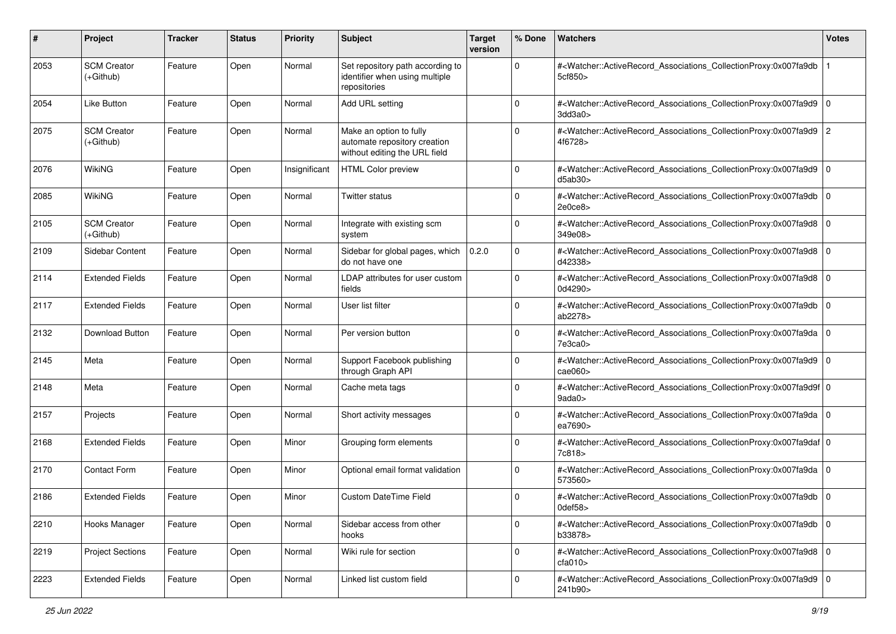| # | Project | Tracker | Status | Priority | Subject | Target version | % Done | Watchers | Votes |
|---|---|---|---|---|---|---|---|---|---|
| 2053 | SCM Creator (+Github) | Feature | Open | Normal | Set repository path according to identifier when using multiple repositories | | 0 | #<Watcher::ActiveRecord_Associations_CollectionProxy:0x007fa9db5cf850> | 1 |
| 2054 | Like Button | Feature | Open | Normal | Add URL setting | | 0 | #<Watcher::ActiveRecord_Associations_CollectionProxy:0x007fa9d93dd3a0> | 0 |
| 2075 | SCM Creator (+Github) | Feature | Open | Normal | Make an option to fully automate repository creation without editing the URL field | | 0 | #<Watcher::ActiveRecord_Associations_CollectionProxy:0x007fa9d94f6728> | 2 |
| 2076 | WikiNG | Feature | Open | Insignificant | HTML Color preview | | 0 | #<Watcher::ActiveRecord_Associations_CollectionProxy:0x007fa9d9d5ab30> | 0 |
| 2085 | WikiNG | Feature | Open | Normal | Twitter status | | 0 | #<Watcher::ActiveRecord_Associations_CollectionProxy:0x007fa9db2e0ce8> | 0 |
| 2105 | SCM Creator (+Github) | Feature | Open | Normal | Integrate with existing scm system | | 0 | #<Watcher::ActiveRecord_Associations_CollectionProxy:0x007fa9d8349e08> | 0 |
| 2109 | Sidebar Content | Feature | Open | Normal | Sidebar for global pages, which do not have one | 0.2.0 | 0 | #<Watcher::ActiveRecord_Associations_CollectionProxy:0x007fa9d8d42338> | 0 |
| 2114 | Extended Fields | Feature | Open | Normal | LDAP attributes for user custom fields | | 0 | #<Watcher::ActiveRecord_Associations_CollectionProxy:0x007fa9d80d4290> | 0 |
| 2117 | Extended Fields | Feature | Open | Normal | User list filter | | 0 | #<Watcher::ActiveRecord_Associations_CollectionProxy:0x007fa9dbab2278> | 0 |
| 2132 | Download Button | Feature | Open | Normal | Per version button | | 0 | #<Watcher::ActiveRecord_Associations_CollectionProxy:0x007fa9da7e3ca0> | 0 |
| 2145 | Meta | Feature | Open | Normal | Support Facebook publishing through Graph API | | 0 | #<Watcher::ActiveRecord_Associations_CollectionProxy:0x007fa9d9cae060> | 0 |
| 2148 | Meta | Feature | Open | Normal | Cache meta tags | | 0 | #<Watcher::ActiveRecord_Associations_CollectionProxy:0x007fa9d9f9ada0> | 0 |
| 2157 | Projects | Feature | Open | Normal | Short activity messages | | 0 | #<Watcher::ActiveRecord_Associations_CollectionProxy:0x007fa9daea7690> | 0 |
| 2168 | Extended Fields | Feature | Open | Minor | Grouping form elements | | 0 | #<Watcher::ActiveRecord_Associations_CollectionProxy:0x007fa9daf7c818> | 0 |
| 2170 | Contact Form | Feature | Open | Minor | Optional email format validation | | 0 | #<Watcher::ActiveRecord_Associations_CollectionProxy:0x007fa9da573560> | 0 |
| 2186 | Extended Fields | Feature | Open | Minor | Custom DateTime Field | | 0 | #<Watcher::ActiveRecord_Associations_CollectionProxy:0x007fa9db0def58> | 0 |
| 2210 | Hooks Manager | Feature | Open | Normal | Sidebar access from other hooks | | 0 | #<Watcher::ActiveRecord_Associations_CollectionProxy:0x007fa9dbb33878> | 0 |
| 2219 | Project Sections | Feature | Open | Normal | Wiki rule for section | | 0 | #<Watcher::ActiveRecord_Associations_CollectionProxy:0x007fa9d8cfa010> | 0 |
| 2223 | Extended Fields | Feature | Open | Normal | Linked list custom field | | 0 | #<Watcher::ActiveRecord_Associations_CollectionProxy:0x007fa9d9241b90> | 0 |

*25 Jun 2022*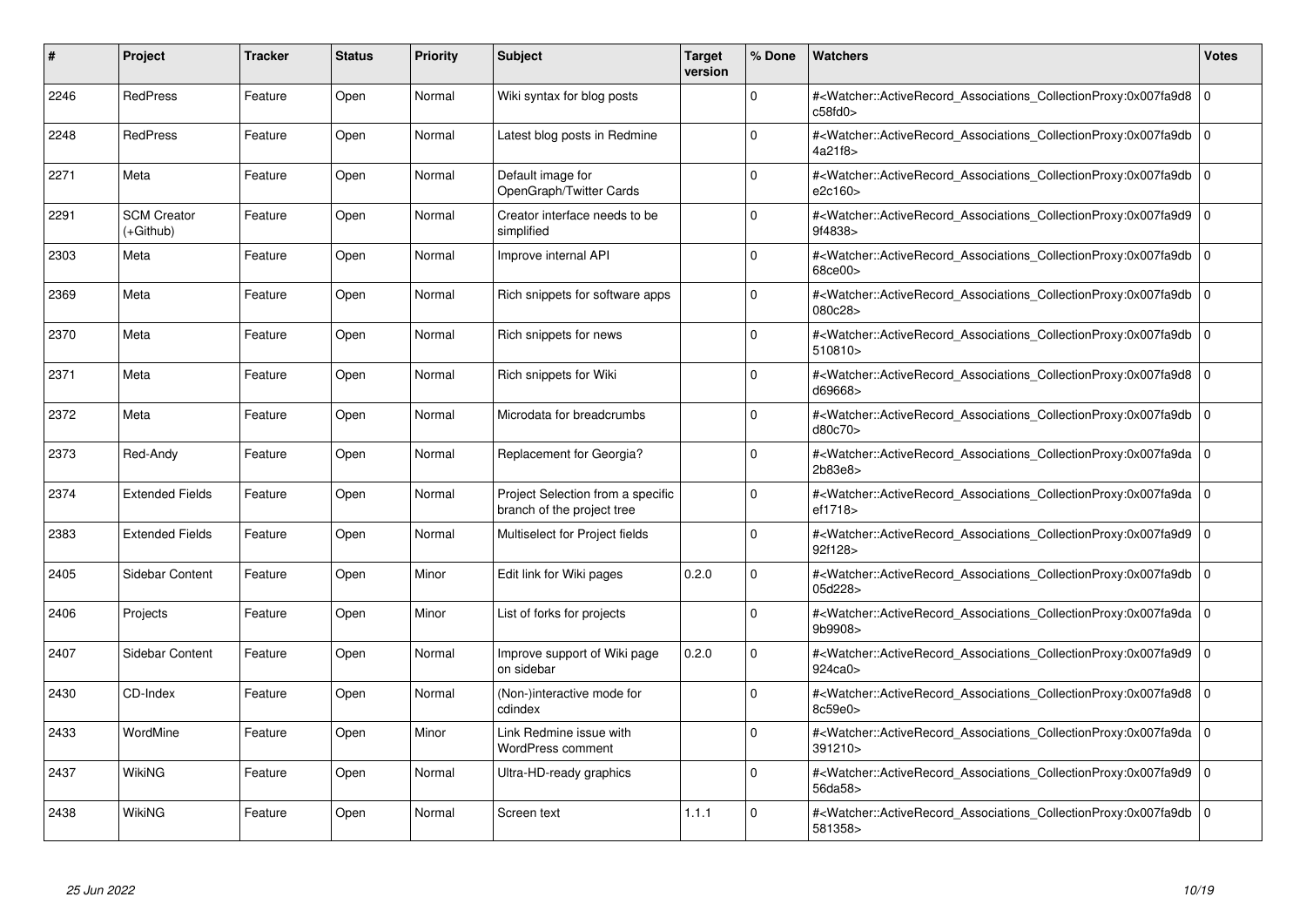| # | Project | Tracker | Status | Priority | Subject | Target version | % Done | Watchers | Votes |
|---|---|---|---|---|---|---|---|---|---|
| 2246 | RedPress | Feature | Open | Normal | Wiki syntax for blog posts | | 0 | #<Watcher::ActiveRecord_Associations_CollectionProxy:0x007fa9d8c58fd0> | 0 |
| 2248 | RedPress | Feature | Open | Normal | Latest blog posts in Redmine | | 0 | #<Watcher::ActiveRecord_Associations_CollectionProxy:0x007fa9db4a21f8> | 0 |
| 2271 | Meta | Feature | Open | Normal | Default image for OpenGraph/Twitter Cards | | 0 | #<Watcher::ActiveRecord_Associations_CollectionProxy:0x007fa9dbe2c160> | 0 |
| 2291 | SCM Creator (+Github) | Feature | Open | Normal | Creator interface needs to be simplified | | 0 | #<Watcher::ActiveRecord_Associations_CollectionProxy:0x007fa9d99f4838> | 0 |
| 2303 | Meta | Feature | Open | Normal | Improve internal API | | 0 | #<Watcher::ActiveRecord_Associations_CollectionProxy:0x007fa9db68ce00> | 0 |
| 2369 | Meta | Feature | Open | Normal | Rich snippets for software apps | | 0 | #<Watcher::ActiveRecord_Associations_CollectionProxy:0x007fa9db080c28> | 0 |
| 2370 | Meta | Feature | Open | Normal | Rich snippets for news | | 0 | #<Watcher::ActiveRecord_Associations_CollectionProxy:0x007fa9db510810> | 0 |
| 2371 | Meta | Feature | Open | Normal | Rich snippets for Wiki | | 0 | #<Watcher::ActiveRecord_Associations_CollectionProxy:0x007fa9d8d69668> | 0 |
| 2372 | Meta | Feature | Open | Normal | Microdata for breadcrumbs | | 0 | #<Watcher::ActiveRecord_Associations_CollectionProxy:0x007fa9dbd80c70> | 0 |
| 2373 | Red-Andy | Feature | Open | Normal | Replacement for Georgia? | | 0 | #<Watcher::ActiveRecord_Associations_CollectionProxy:0x007fa9da2b83e8> | 0 |
| 2374 | Extended Fields | Feature | Open | Normal | Project Selection from a specific branch of the project tree | | 0 | #<Watcher::ActiveRecord_Associations_CollectionProxy:0x007fa9daef1718> | 0 |
| 2383 | Extended Fields | Feature | Open | Normal | Multiselect for Project fields | | 0 | #<Watcher::ActiveRecord_Associations_CollectionProxy:0x007fa9d992f128> | 0 |
| 2405 | Sidebar Content | Feature | Open | Minor | Edit link for Wiki pages | 0.2.0 | 0 | #<Watcher::ActiveRecord_Associations_CollectionProxy:0x007fa9db05d228> | 0 |
| 2406 | Projects | Feature | Open | Minor | List of forks for projects | | 0 | #<Watcher::ActiveRecord_Associations_CollectionProxy:0x007fa9da9b9908> | 0 |
| 2407 | Sidebar Content | Feature | Open | Normal | Improve support of Wiki page on sidebar | 0.2.0 | 0 | #<Watcher::ActiveRecord_Associations_CollectionProxy:0x007fa9d9924ca0> | 0 |
| 2430 | CD-Index | Feature | Open | Normal | (Non-)interactive mode for cdindex | | 0 | #<Watcher::ActiveRecord_Associations_CollectionProxy:0x007fa9d88c59e0> | 0 |
| 2433 | WordMine | Feature | Open | Minor | Link Redmine issue with WordPress comment | | 0 | #<Watcher::ActiveRecord_Associations_CollectionProxy:0x007fa9da391210> | 0 |
| 2437 | WikiNG | Feature | Open | Normal | Ultra-HD-ready graphics | | 0 | #<Watcher::ActiveRecord_Associations_CollectionProxy:0x007fa9d956da58> | 0 |
| 2438 | WikiNG | Feature | Open | Normal | Screen text | 1.1.1 | 0 | #<Watcher::ActiveRecord_Associations_CollectionProxy:0x007fa9db581358> | 0 |

*25 Jun 2022*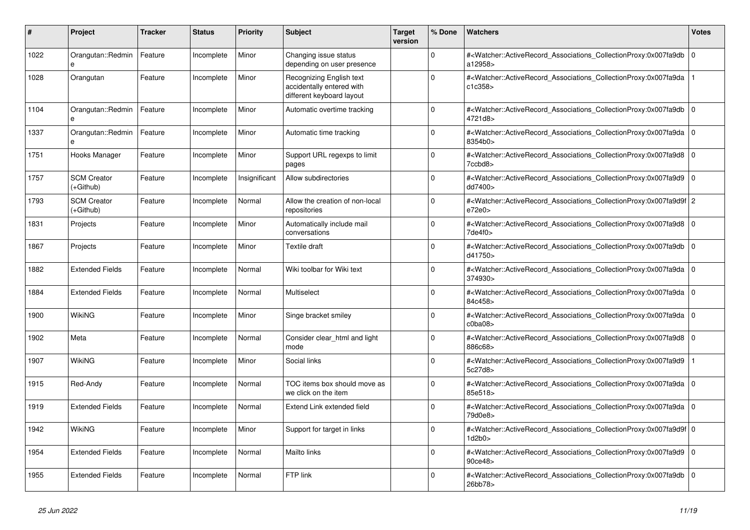| # | Project | Tracker | Status | Priority | Subject | Target version | % Done | Watchers | Votes |
|---|---|---|---|---|---|---|---|---|---|
| 1022 | Orangutan::Redmine | Feature | Incomplete | Minor | Changing issue status depending on user presence | | 0 | #<Watcher::ActiveRecord_Associations_CollectionProxy:0x007fa9dba12958> | 0 |
| 1028 | Orangutan | Feature | Incomplete | Minor | Recognizing English text accidentally entered with different keyboard layout | | 0 | #<Watcher::ActiveRecord_Associations_CollectionProxy:0x007fa9dac1c358> | 1 |
| 1104 | Orangutan::Redmine | Feature | Incomplete | Minor | Automatic overtime tracking | | 0 | #<Watcher::ActiveRecord_Associations_CollectionProxy:0x007fa9db4721d8> | 0 |
| 1337 | Orangutan::Redmine | Feature | Incomplete | Minor | Automatic time tracking | | 0 | #<Watcher::ActiveRecord_Associations_CollectionProxy:0x007fa9da8354b0> | 0 |
| 1751 | Hooks Manager | Feature | Incomplete | Minor | Support URL regexps to limit pages | | 0 | #<Watcher::ActiveRecord_Associations_CollectionProxy:0x007fa9d87ccbd8> | 0 |
| 1757 | SCM Creator (+Github) | Feature | Incomplete | Insignificant | Allow subdirectories | | 0 | #<Watcher::ActiveRecord_Associations_CollectionProxy:0x007fa9d9dd7400> | 0 |
| 1793 | SCM Creator (+Github) | Feature | Incomplete | Normal | Allow the creation of non-local repositories | | 0 | #<Watcher::ActiveRecord_Associations_CollectionProxy:0x007fa9d9fe72e0> | 2 |
| 1831 | Projects | Feature | Incomplete | Minor | Automatically include mail conversations | | 0 | #<Watcher::ActiveRecord_Associations_CollectionProxy:0x007fa9d87de4f0> | 0 |
| 1867 | Projects | Feature | Incomplete | Minor | Textile draft | | 0 | #<Watcher::ActiveRecord_Associations_CollectionProxy:0x007fa9dbd41750> | 0 |
| 1882 | Extended Fields | Feature | Incomplete | Normal | Wiki toolbar for Wiki text | | 0 | #<Watcher::ActiveRecord_Associations_CollectionProxy:0x007fa9da374930> | 0 |
| 1884 | Extended Fields | Feature | Incomplete | Normal | Multiselect | | 0 | #<Watcher::ActiveRecord_Associations_CollectionProxy:0x007fa9da84c458> | 0 |
| 1900 | WikiNG | Feature | Incomplete | Minor | Singe bracket smiley | | 0 | #<Watcher::ActiveRecord_Associations_CollectionProxy:0x007fa9dac0ba08> | 0 |
| 1902 | Meta | Feature | Incomplete | Normal | Consider clear_html and light mode | | 0 | #<Watcher::ActiveRecord_Associations_CollectionProxy:0x007fa9d8886c68> | 0 |
| 1907 | WikiNG | Feature | Incomplete | Minor | Social links | | 0 | #<Watcher::ActiveRecord_Associations_CollectionProxy:0x007fa9d95c27d8> | 1 |
| 1915 | Red-Andy | Feature | Incomplete | Normal | TOC items box should move as we click on the item | | 0 | #<Watcher::ActiveRecord_Associations_CollectionProxy:0x007fa9da85e518> | 0 |
| 1919 | Extended Fields | Feature | Incomplete | Normal | Extend Link extended field | | 0 | #<Watcher::ActiveRecord_Associations_CollectionProxy:0x007fa9da79d0e8> | 0 |
| 1942 | WikiNG | Feature | Incomplete | Minor | Support for target in links | | 0 | #<Watcher::ActiveRecord_Associations_CollectionProxy:0x007fa9d9f1d2b0> | 0 |
| 1954 | Extended Fields | Feature | Incomplete | Normal | Mailto links | | 0 | #<Watcher::ActiveRecord_Associations_CollectionProxy:0x007fa9d990ce48> | 0 |
| 1955 | Extended Fields | Feature | Incomplete | Normal | FTP link | | 0 | #<Watcher::ActiveRecord_Associations_CollectionProxy:0x007fa9db26bb78> | 0 |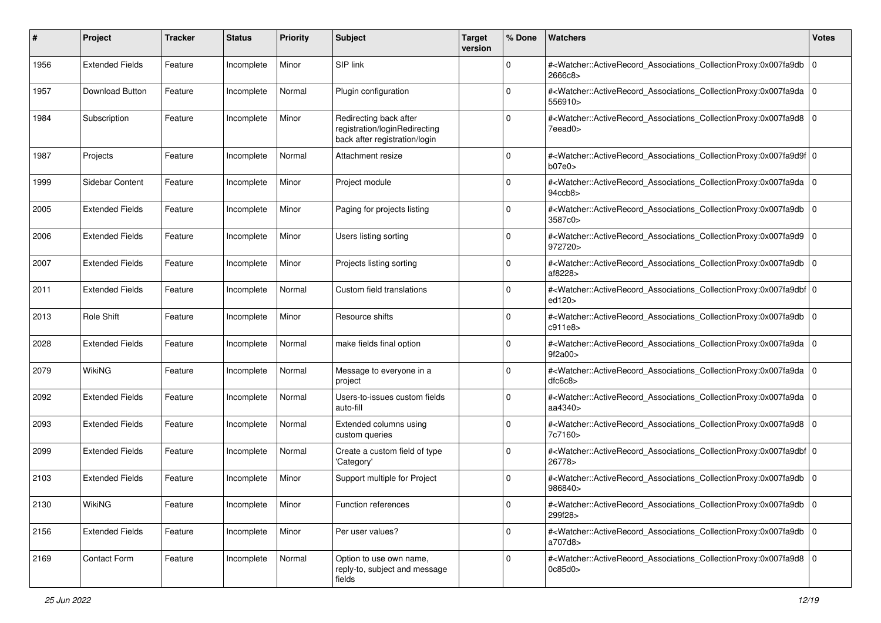| # | Project | Tracker | Status | Priority | Subject | Target version | % Done | Watchers | Votes |
|---|---|---|---|---|---|---|---|---|---|
| 1956 | Extended Fields | Feature | Incomplete | Minor | SIP link | | 0 | #<Watcher::ActiveRecord_Associations_CollectionProxy:0x007fa9db2666c8> | 0 |
| 1957 | Download Button | Feature | Incomplete | Normal | Plugin configuration | | 0 | #<Watcher::ActiveRecord_Associations_CollectionProxy:0x007fa9da556910> | 0 |
| 1984 | Subscription | Feature | Incomplete | Minor | Redirecting back after registration/loginRedirecting back after registration/login | | 0 | #<Watcher::ActiveRecord_Associations_CollectionProxy:0x007fa9d87eead0> | 0 |
| 1987 | Projects | Feature | Incomplete | Normal | Attachment resize | | 0 | #<Watcher::ActiveRecord_Associations_CollectionProxy:0x007fa9d9fb07e0> | 0 |
| 1999 | Sidebar Content | Feature | Incomplete | Minor | Project module | | 0 | #<Watcher::ActiveRecord_Associations_CollectionProxy:0x007fa9da94ccb8> | 0 |
| 2005 | Extended Fields | Feature | Incomplete | Minor | Paging for projects listing | | 0 | #<Watcher::ActiveRecord_Associations_CollectionProxy:0x007fa9db3587c0> | 0 |
| 2006 | Extended Fields | Feature | Incomplete | Minor | Users listing sorting | | 0 | #<Watcher::ActiveRecord_Associations_CollectionProxy:0x007fa9d9972720> | 0 |
| 2007 | Extended Fields | Feature | Incomplete | Minor | Projects listing sorting | | 0 | #<Watcher::ActiveRecord_Associations_CollectionProxy:0x007fa9dbaf8228> | 0 |
| 2011 | Extended Fields | Feature | Incomplete | Normal | Custom field translations | | 0 | #<Watcher::ActiveRecord_Associations_CollectionProxy:0x007fa9dbfed120> | 0 |
| 2013 | Role Shift | Feature | Incomplete | Minor | Resource shifts | | 0 | #<Watcher::ActiveRecord_Associations_CollectionProxy:0x007fa9dbc911e8> | 0 |
| 2028 | Extended Fields | Feature | Incomplete | Normal | make fields final option | | 0 | #<Watcher::ActiveRecord_Associations_CollectionProxy:0x007fa9da9f2a00> | 0 |
| 2079 | WikiNG | Feature | Incomplete | Normal | Message to everyone in a project | | 0 | #<Watcher::ActiveRecord_Associations_CollectionProxy:0x007fa9dadfc6c8> | 0 |
| 2092 | Extended Fields | Feature | Incomplete | Normal | Users-to-issues custom fields auto-fill | | 0 | #<Watcher::ActiveRecord_Associations_CollectionProxy:0x007fa9daaa4340> | 0 |
| 2093 | Extended Fields | Feature | Incomplete | Normal | Extended columns using custom queries | | 0 | #<Watcher::ActiveRecord_Associations_CollectionProxy:0x007fa9d87c7160> | 0 |
| 2099 | Extended Fields | Feature | Incomplete | Normal | Create a custom field of type 'Category' | | 0 | #<Watcher::ActiveRecord_Associations_CollectionProxy:0x007fa9dbf26778> | 0 |
| 2103 | Extended Fields | Feature | Incomplete | Minor | Support multiple for Project | | 0 | #<Watcher::ActiveRecord_Associations_CollectionProxy:0x007fa9db986840> | 0 |
| 2130 | WikiNG | Feature | Incomplete | Minor | Function references | | 0 | #<Watcher::ActiveRecord_Associations_CollectionProxy:0x007fa9db299f28> | 0 |
| 2156 | Extended Fields | Feature | Incomplete | Minor | Per user values? | | 0 | #<Watcher::ActiveRecord_Associations_CollectionProxy:0x007fa9dba707d8> | 0 |
| 2169 | Contact Form | Feature | Incomplete | Normal | Option to use own name, reply-to, subject and message fields | | 0 | #<Watcher::ActiveRecord_Associations_CollectionProxy:0x007fa9d80c85d0> | 0 |

*25 Jun 2022*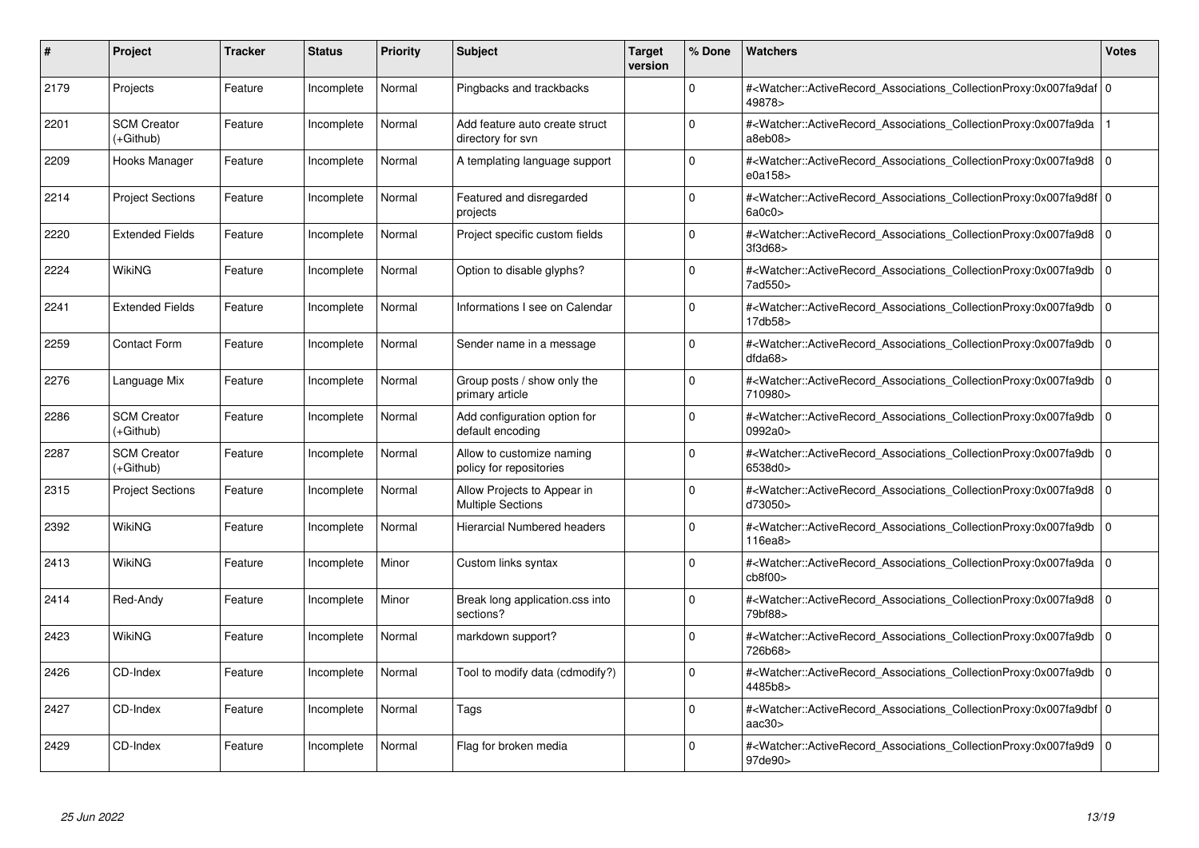| # | Project | Tracker | Status | Priority | Subject | Target version | % Done | Watchers | Votes |
|---|---|---|---|---|---|---|---|---|---|
| 2179 | Projects | Feature | Incomplete | Normal | Pingbacks and trackbacks | | 0 | #<Watcher::ActiveRecord_Associations_CollectionProxy:0x007fa9daf49878> | 0 |
| 2201 | SCM Creator (+Github) | Feature | Incomplete | Normal | Add feature auto create struct directory for svn | | 0 | #<Watcher::ActiveRecord_Associations_CollectionProxy:0x007fa9daa8eb08> | 1 |
| 2209 | Hooks Manager | Feature | Incomplete | Normal | A templating language support | | 0 | #<Watcher::ActiveRecord_Associations_CollectionProxy:0x007fa9d8e0a158> | 0 |
| 2214 | Project Sections | Feature | Incomplete | Normal | Featured and disregarded projects | | 0 | #<Watcher::ActiveRecord_Associations_CollectionProxy:0x007fa9d8f6a0c0> | 0 |
| 2220 | Extended Fields | Feature | Incomplete | Normal | Project specific custom fields | | 0 | #<Watcher::ActiveRecord_Associations_CollectionProxy:0x007fa9d83f3d68> | 0 |
| 2224 | WikiNG | Feature | Incomplete | Normal | Option to disable glyphs? | | 0 | #<Watcher::ActiveRecord_Associations_CollectionProxy:0x007fa9db7ad550> | 0 |
| 2241 | Extended Fields | Feature | Incomplete | Normal | Informations I see on Calendar | | 0 | #<Watcher::ActiveRecord_Associations_CollectionProxy:0x007fa9db17db58> | 0 |
| 2259 | Contact Form | Feature | Incomplete | Normal | Sender name in a message | | 0 | #<Watcher::ActiveRecord_Associations_CollectionProxy:0x007fa9dbdfda68> | 0 |
| 2276 | Language Mix | Feature | Incomplete | Normal | Group posts / show only the primary article | | 0 | #<Watcher::ActiveRecord_Associations_CollectionProxy:0x007fa9db710980> | 0 |
| 2286 | SCM Creator (+Github) | Feature | Incomplete | Normal | Add configuration option for default encoding | | 0 | #<Watcher::ActiveRecord_Associations_CollectionProxy:0x007fa9db0992a0> | 0 |
| 2287 | SCM Creator (+Github) | Feature | Incomplete | Normal | Allow to customize naming policy for repositories | | 0 | #<Watcher::ActiveRecord_Associations_CollectionProxy:0x007fa9db6538d0> | 0 |
| 2315 | Project Sections | Feature | Incomplete | Normal | Allow Projects to Appear in Multiple Sections | | 0 | #<Watcher::ActiveRecord_Associations_CollectionProxy:0x007fa9d8d73050> | 0 |
| 2392 | WikiNG | Feature | Incomplete | Normal | Hierarcial Numbered headers | | 0 | #<Watcher::ActiveRecord_Associations_CollectionProxy:0x007fa9db116ea8> | 0 |
| 2413 | WikiNG | Feature | Incomplete | Minor | Custom links syntax | | 0 | #<Watcher::ActiveRecord_Associations_CollectionProxy:0x007fa9dacb8f00> | 0 |
| 2414 | Red-Andy | Feature | Incomplete | Minor | Break long application.css into sections? | | 0 | #<Watcher::ActiveRecord_Associations_CollectionProxy:0x007fa9d879bf88> | 0 |
| 2423 | WikiNG | Feature | Incomplete | Normal | markdown support? | | 0 | #<Watcher::ActiveRecord_Associations_CollectionProxy:0x007fa9db726b68> | 0 |
| 2426 | CD-Index | Feature | Incomplete | Normal | Tool to modify data (cdmodify?) | | 0 | #<Watcher::ActiveRecord_Associations_CollectionProxy:0x007fa9db4485b8> | 0 |
| 2427 | CD-Index | Feature | Incomplete | Normal | Tags | | 0 | #<Watcher::ActiveRecord_Associations_CollectionProxy:0x007fa9dbfaac30> | 0 |
| 2429 | CD-Index | Feature | Incomplete | Normal | Flag for broken media | | 0 | #<Watcher::ActiveRecord_Associations_CollectionProxy:0x007fa9d997de90> | 0 |

*25 Jun 2022*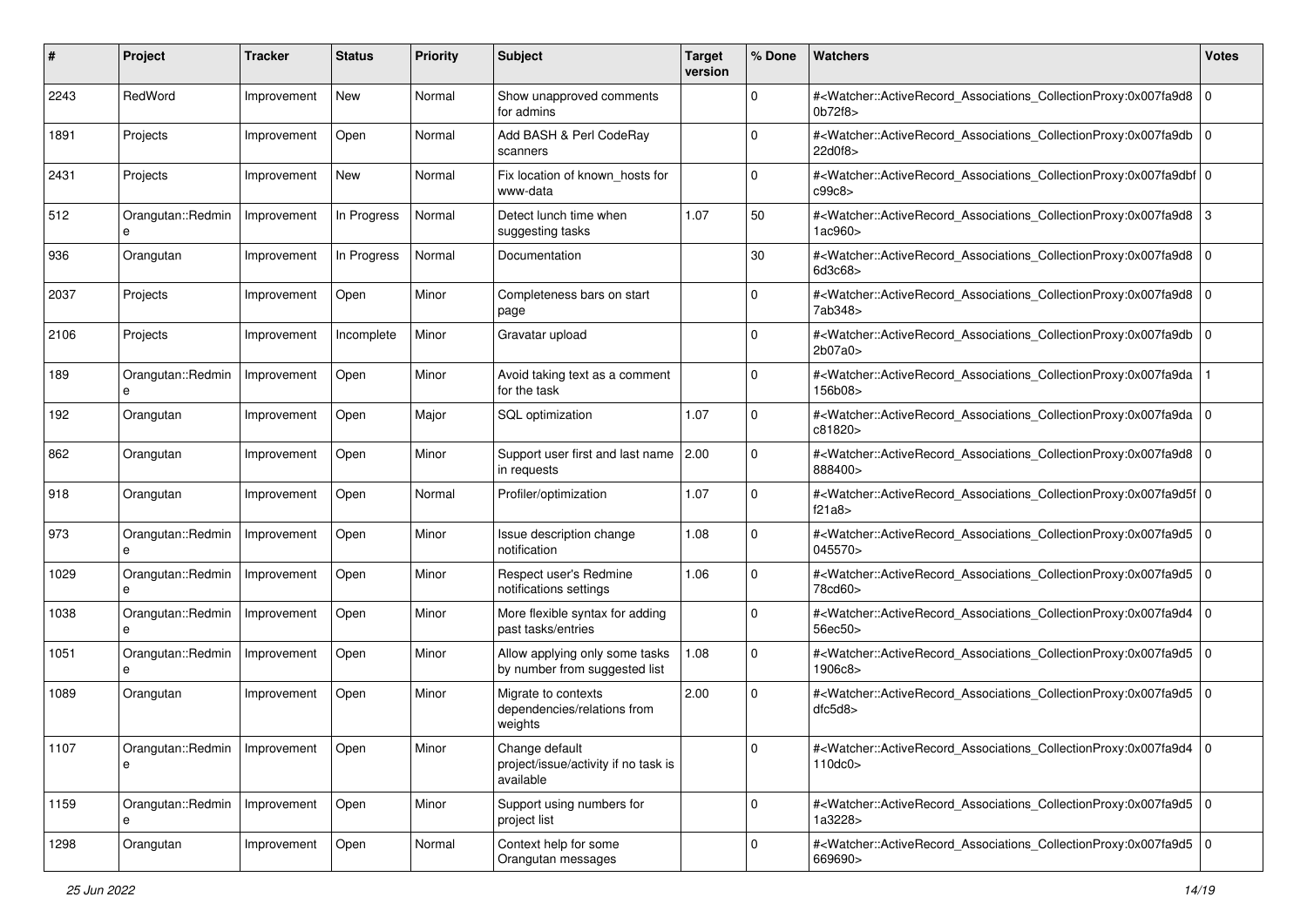| # | Project | Tracker | Status | Priority | Subject | Target version | % Done | Watchers | Votes |
|---|---|---|---|---|---|---|---|---|---|
| 2243 | RedWord | Improvement | New | Normal | Show unapproved comments for admins | | 0 | #<Watcher::ActiveRecord_Associations_CollectionProxy:0x007fa9d80b72f8> | 0 |
| 1891 | Projects | Improvement | Open | Normal | Add BASH & Perl CodeRay scanners | | 0 | #<Watcher::ActiveRecord_Associations_CollectionProxy:0x007fa9db22d0f8> | 0 |
| 2431 | Projects | Improvement | New | Normal | Fix location of known_hosts for www-data | | 0 | #<Watcher::ActiveRecord_Associations_CollectionProxy:0x007fa9dbfc99c8> | 0 |
| 512 | Orangutan::Redmine | Improvement | In Progress | Normal | Detect lunch time when suggesting tasks | 1.07 | 50 | #<Watcher::ActiveRecord_Associations_CollectionProxy:0x007fa9d81ac960> | 3 |
| 936 | Orangutan | Improvement | In Progress | Normal | Documentation | | 30 | #<Watcher::ActiveRecord_Associations_CollectionProxy:0x007fa9d86d3c68> | 0 |
| 2037 | Projects | Improvement | Open | Minor | Completeness bars on start page | | 0 | #<Watcher::ActiveRecord_Associations_CollectionProxy:0x007fa9d87ab348> | 0 |
| 2106 | Projects | Improvement | Incomplete | Minor | Gravatar upload | | 0 | #<Watcher::ActiveRecord_Associations_CollectionProxy:0x007fa9db2b07a0> | 0 |
| 189 | Orangutan::Redmine | Improvement | Open | Minor | Avoid taking text as a comment for the task | | 0 | #<Watcher::ActiveRecord_Associations_CollectionProxy:0x007fa9da156b08> | 1 |
| 192 | Orangutan | Improvement | Open | Major | SQL optimization | 1.07 | 0 | #<Watcher::ActiveRecord_Associations_CollectionProxy:0x007fa9dac81820> | 0 |
| 862 | Orangutan | Improvement | Open | Minor | Support user first and last name in requests | 2.00 | 0 | #<Watcher::ActiveRecord_Associations_CollectionProxy:0x007fa9d8888400> | 0 |
| 918 | Orangutan | Improvement | Open | Normal | Profiler/optimization | 1.07 | 0 | #<Watcher::ActiveRecord_Associations_CollectionProxy:0x007fa9d5ff21a8> | 0 |
| 973 | Orangutan::Redmine | Improvement | Open | Minor | Issue description change notification | 1.08 | 0 | #<Watcher::ActiveRecord_Associations_CollectionProxy:0x007fa9d5045570> | 0 |
| 1029 | Orangutan::Redmine | Improvement | Open | Minor | Respect user's Redmine notifications settings | 1.06 | 0 | #<Watcher::ActiveRecord_Associations_CollectionProxy:0x007fa9d578cd60> | 0 |
| 1038 | Orangutan::Redmine | Improvement | Open | Minor | More flexible syntax for adding past tasks/entries | | 0 | #<Watcher::ActiveRecord_Associations_CollectionProxy:0x007fa9d456ec50> | 0 |
| 1051 | Orangutan::Redmine | Improvement | Open | Minor | Allow applying only some tasks by number from suggested list | 1.08 | 0 | #<Watcher::ActiveRecord_Associations_CollectionProxy:0x007fa9d51906c8> | 0 |
| 1089 | Orangutan | Improvement | Open | Minor | Migrate to contexts dependencies/relations from weights | 2.00 | 0 | #<Watcher::ActiveRecord_Associations_CollectionProxy:0x007fa9d5dfc5d8> | 0 |
| 1107 | Orangutan::Redmine | Improvement | Open | Minor | Change default project/issue/activity if no task is available | | 0 | #<Watcher::ActiveRecord_Associations_CollectionProxy:0x007fa9d4110dc0> | 0 |
| 1159 | Orangutan::Redmine | Improvement | Open | Minor | Support using numbers for project list | | 0 | #<Watcher::ActiveRecord_Associations_CollectionProxy:0x007fa9d51a3228> | 0 |
| 1298 | Orangutan | Improvement | Open | Normal | Context help for some Orangutan messages | | 0 | #<Watcher::ActiveRecord_Associations_CollectionProxy:0x007fa9d5669690> | 0 |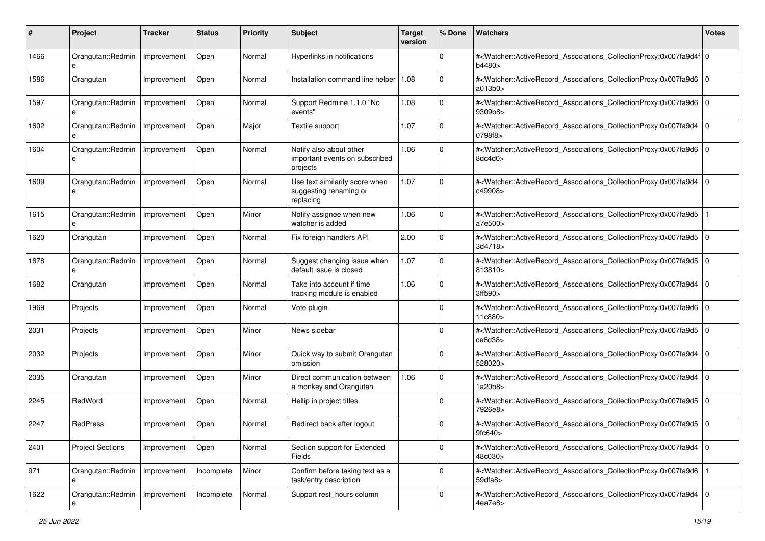| # | Project | Tracker | Status | Priority | Subject | Target version | % Done | Watchers | Votes |
|---|---|---|---|---|---|---|---|---|---|
| 1466 | Orangutan::Redmine | Improvement | Open | Normal | Hyperlinks in notifications | | 0 | #<Watcher::ActiveRecord_Associations_CollectionProxy:0x007fa9d4fb4480> | 0 |
| 1586 | Orangutan | Improvement | Open | Normal | Installation command line helper | 1.08 | 0 | #<Watcher::ActiveRecord_Associations_CollectionProxy:0x007fa9d6a013b0> | 0 |
| 1597 | Orangutan::Redmine | Improvement | Open | Normal | Support Redmine 1.1.0 "No events" | 1.08 | 0 | #<Watcher::ActiveRecord_Associations_CollectionProxy:0x007fa9d69309b8> | 0 |
| 1602 | Orangutan::Redmine | Improvement | Open | Major | Textile support | 1.07 | 0 | #<Watcher::ActiveRecord_Associations_CollectionProxy:0x007fa9d40798f8> | 0 |
| 1604 | Orangutan::Redmine | Improvement | Open | Normal | Notify also about other important events on subscribed projects | 1.06 | 0 | #<Watcher::ActiveRecord_Associations_CollectionProxy:0x007fa9d68dc4d0> | 0 |
| 1609 | Orangutan::Redmine | Improvement | Open | Normal | Use text similarity score when suggesting renaming or replacing | 1.07 | 0 | #<Watcher::ActiveRecord_Associations_CollectionProxy:0x007fa9d4c49908> | 0 |
| 1615 | Orangutan::Redmine | Improvement | Open | Minor | Notify assignee when new watcher is added | 1.06 | 0 | #<Watcher::ActiveRecord_Associations_CollectionProxy:0x007fa9d5a7e500> | 1 |
| 1620 | Orangutan | Improvement | Open | Normal | Fix foreign handlers API | 2.00 | 0 | #<Watcher::ActiveRecord_Associations_CollectionProxy:0x007fa9d53d4718> | 0 |
| 1678 | Orangutan::Redmine | Improvement | Open | Normal | Suggest changing issue when default issue is closed | 1.07 | 0 | #<Watcher::ActiveRecord_Associations_CollectionProxy:0x007fa9d5813810> | 0 |
| 1682 | Orangutan | Improvement | Open | Normal | Take into account if time tracking module is enabled | 1.06 | 0 | #<Watcher::ActiveRecord_Associations_CollectionProxy:0x007fa9d43ff590> | 0 |
| 1969 | Projects | Improvement | Open | Normal | Vote plugin | | 0 | #<Watcher::ActiveRecord_Associations_CollectionProxy:0x007fa9d611c880> | 0 |
| 2031 | Projects | Improvement | Open | Minor | News sidebar | | 0 | #<Watcher::ActiveRecord_Associations_CollectionProxy:0x007fa9d5ce6d38> | 0 |
| 2032 | Projects | Improvement | Open | Minor | Quick way to submit Orangutan omission | | 0 | #<Watcher::ActiveRecord_Associations_CollectionProxy:0x007fa9d4528020> | 0 |
| 2035 | Orangutan | Improvement | Open | Minor | Direct communication between a monkey and Orangutan | 1.06 | 0 | #<Watcher::ActiveRecord_Associations_CollectionProxy:0x007fa9d41a20b8> | 0 |
| 2245 | RedWord | Improvement | Open | Normal | Hellip in project titles | | 0 | #<Watcher::ActiveRecord_Associations_CollectionProxy:0x007fa9d57926e8> | 0 |
| 2247 | RedPress | Improvement | Open | Normal | Redirect back after logout | | 0 | #<Watcher::ActiveRecord_Associations_CollectionProxy:0x007fa9d59fc640> | 0 |
| 2401 | Project Sections | Improvement | Open | Normal | Section support for Extended Fields | | 0 | #<Watcher::ActiveRecord_Associations_CollectionProxy:0x007fa9d448c030> | 0 |
| 971 | Orangutan::Redmine | Improvement | Incomplete | Minor | Confirm before taking text as a task/entry description | | 0 | #<Watcher::ActiveRecord_Associations_CollectionProxy:0x007fa9d659dfa8> | 1 |
| 1622 | Orangutan::Redmine | Improvement | Incomplete | Normal | Support rest_hours column | | 0 | #<Watcher::ActiveRecord_Associations_CollectionProxy:0x007fa9d44ea7e8> | 0 |

*25 Jun 2022*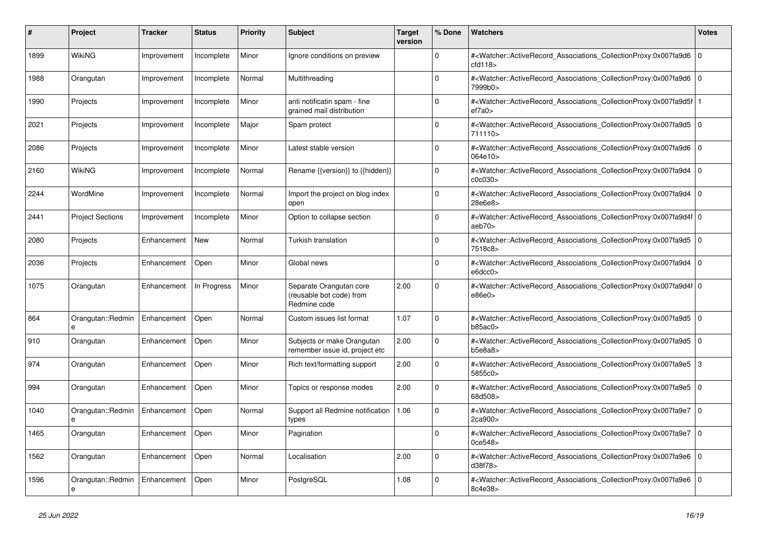| # | Project | Tracker | Status | Priority | Subject | Target version | % Done | Watchers | Votes |
|---|---|---|---|---|---|---|---|---|---|
| 1899 | WikiNG | Improvement | Incomplete | Minor | Ignore conditions on preview | | 0 | #<Watcher::ActiveRecord_Associations_CollectionProxy:0x007fa9d6cfd118> | 0 |
| 1988 | Orangutan | Improvement | Incomplete | Normal | Multithreading | | 0 | #<Watcher::ActiveRecord_Associations_CollectionProxy:0x007fa9d67999b0> | 0 |
| 1990 | Projects | Improvement | Incomplete | Minor | anti notificatin spam - fine grained mail distribution | | 0 | #<Watcher::ActiveRecord_Associations_CollectionProxy:0x007fa9d5fef7a0> | 1 |
| 2021 | Projects | Improvement | Incomplete | Major | Spam protect | | 0 | #<Watcher::ActiveRecord_Associations_CollectionProxy:0x007fa9d5711110> | 0 |
| 2086 | Projects | Improvement | Incomplete | Minor | Latest stable version | | 0 | #<Watcher::ActiveRecord_Associations_CollectionProxy:0x007fa9d6064e10> | 0 |
| 2160 | WikiNG | Improvement | Incomplete | Normal | Rename {{version}} to {{hidden}} | | 0 | #<Watcher::ActiveRecord_Associations_CollectionProxy:0x007fa9d4c0c030> | 0 |
| 2244 | WordMine | Improvement | Incomplete | Normal | Import the project on blog index open | | 0 | #<Watcher::ActiveRecord_Associations_CollectionProxy:0x007fa9d428e6e8> | 0 |
| 2441 | Project Sections | Improvement | Incomplete | Minor | Option to collapse section | | 0 | #<Watcher::ActiveRecord_Associations_CollectionProxy:0x007fa9d4faeb70> | 0 |
| 2080 | Projects | Enhancement | New | Normal | Turkish translation | | 0 | #<Watcher::ActiveRecord_Associations_CollectionProxy:0x007fa9d57518c8> | 0 |
| 2036 | Projects | Enhancement | Open | Minor | Global news | | 0 | #<Watcher::ActiveRecord_Associations_CollectionProxy:0x007fa9d4e6dcc0> | 0 |
| 1075 | Orangutan | Enhancement | In Progress | Minor | Separate Orangutan core (reusable bot code) from Redmine code | 2.00 | 0 | #<Watcher::ActiveRecord_Associations_CollectionProxy:0x007fa9d4fe86e0> | 0 |
| 864 | Orangutan::Redmine | Enhancement | Open | Normal | Custom issues list format | 1.07 | 0 | #<Watcher::ActiveRecord_Associations_CollectionProxy:0x007fa9d5b85ac0> | 0 |
| 910 | Orangutan | Enhancement | Open | Minor | Subjects or make Orangutan remember issue id, project etc | 2.00 | 0 | #<Watcher::ActiveRecord_Associations_CollectionProxy:0x007fa9d5b5e8a8> | 0 |
| 974 | Orangutan | Enhancement | Open | Minor | Rich text/formatting support | 2.00 | 0 | #<Watcher::ActiveRecord_Associations_CollectionProxy:0x007fa9e55855c0> | 3 |
| 994 | Orangutan | Enhancement | Open | Minor | Topics or response modes | 2.00 | 0 | #<Watcher::ActiveRecord_Associations_CollectionProxy:0x007fa9e568d508> | 0 |
| 1040 | Orangutan::Redmine | Enhancement | Open | Normal | Support all Redmine notification types | 1.06 | 0 | #<Watcher::ActiveRecord_Associations_CollectionProxy:0x007fa9e72ca900> | 0 |
| 1465 | Orangutan | Enhancement | Open | Minor | Pagination | | 0 | #<Watcher::ActiveRecord_Associations_CollectionProxy:0x007fa9e70ce548> | 0 |
| 1562 | Orangutan | Enhancement | Open | Normal | Localisation | 2.00 | 0 | #<Watcher::ActiveRecord_Associations_CollectionProxy:0x007fa9e6d38f78> | 0 |
| 1596 | Orangutan::Redmine | Enhancement | Open | Minor | PostgreSQL | 1.08 | 0 | #<Watcher::ActiveRecord_Associations_CollectionProxy:0x007fa9e68c4e38> | 0 |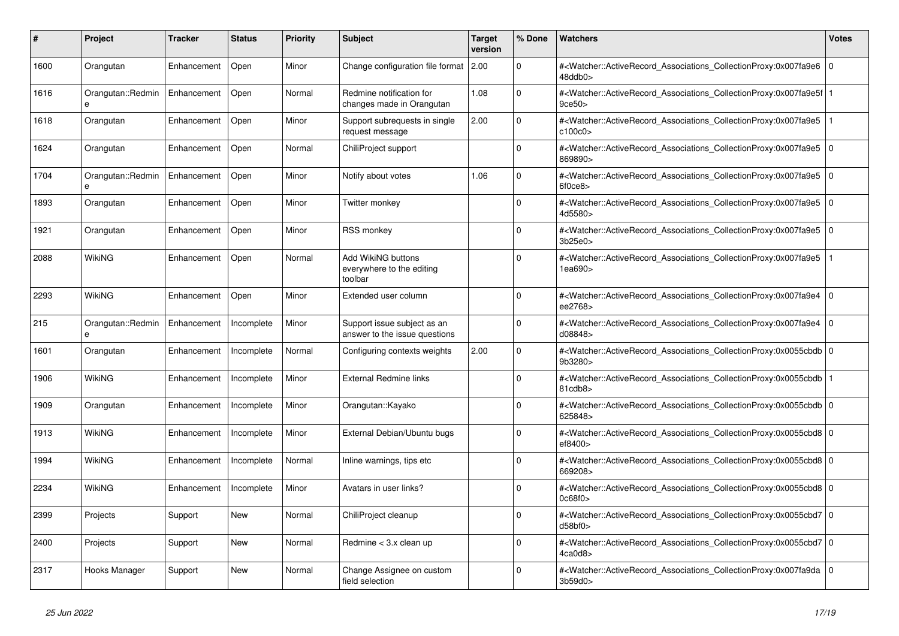| # | Project | Tracker | Status | Priority | Subject | Target version | % Done | Watchers | Votes |
|---|---|---|---|---|---|---|---|---|---|
| 1600 | Orangutan | Enhancement | Open | Minor | Change configuration file format | 2.00 | 0 | #<Watcher::ActiveRecord_Associations_CollectionProxy:0x007fa9e648ddb0> | 0 |
| 1616 | Orangutan::Redmine | Enhancement | Open | Normal | Redmine notification for changes made in Orangutan | 1.08 | 0 | #<Watcher::ActiveRecord_Associations_CollectionProxy:0x007fa9e5f9ce50> | 1 |
| 1618 | Orangutan | Enhancement | Open | Minor | Support subrequests in single request message | 2.00 | 0 | #<Watcher::ActiveRecord_Associations_CollectionProxy:0x007fa9e5c100c0> | 1 |
| 1624 | Orangutan | Enhancement | Open | Normal | ChiliProject support | | 0 | #<Watcher::ActiveRecord_Associations_CollectionProxy:0x007fa9e5869890> | 0 |
| 1704 | Orangutan::Redmine | Enhancement | Open | Minor | Notify about votes | 1.06 | 0 | #<Watcher::ActiveRecord_Associations_CollectionProxy:0x007fa9e56f0ce8> | 0 |
| 1893 | Orangutan | Enhancement | Open | Minor | Twitter monkey | | 0 | #<Watcher::ActiveRecord_Associations_CollectionProxy:0x007fa9e54d5580> | 0 |
| 1921 | Orangutan | Enhancement | Open | Minor | RSS monkey | | 0 | #<Watcher::ActiveRecord_Associations_CollectionProxy:0x007fa9e53b25e0> | 0 |
| 2088 | WikiNG | Enhancement | Open | Normal | Add WikiNG buttons everywhere to the editing toolbar | | 0 | #<Watcher::ActiveRecord_Associations_CollectionProxy:0x007fa9e51ea690> | 1 |
| 2293 | WikiNG | Enhancement | Open | Minor | Extended user column | | 0 | #<Watcher::ActiveRecord_Associations_CollectionProxy:0x007fa9e4ee2768> | 0 |
| 215 | Orangutan::Redmine | Enhancement | Incomplete | Minor | Support issue subject as an answer to the issue questions | | 0 | #<Watcher::ActiveRecord_Associations_CollectionProxy:0x007fa9e4d08848> | 0 |
| 1601 | Orangutan | Enhancement | Incomplete | Normal | Configuring contexts weights | 2.00 | 0 | #<Watcher::ActiveRecord_Associations_CollectionProxy:0x0055cbdb9b3280> | 0 |
| 1906 | WikiNG | Enhancement | Incomplete | Minor | External Redmine links | | 0 | #<Watcher::ActiveRecord_Associations_CollectionProxy:0x0055cbdb81cdb8> | 1 |
| 1909 | Orangutan | Enhancement | Incomplete | Minor | Orangutan::Kayako | | 0 | #<Watcher::ActiveRecord_Associations_CollectionProxy:0x0055cbdb625848> | 0 |
| 1913 | WikiNG | Enhancement | Incomplete | Minor | External Debian/Ubuntu bugs | | 0 | #<Watcher::ActiveRecord_Associations_CollectionProxy:0x0055cbd8ef8400> | 0 |
| 1994 | WikiNG | Enhancement | Incomplete | Normal | Inline warnings, tips etc | | 0 | #<Watcher::ActiveRecord_Associations_CollectionProxy:0x0055cbd8669208> | 0 |
| 2234 | WikiNG | Enhancement | Incomplete | Minor | Avatars in user links? | | 0 | #<Watcher::ActiveRecord_Associations_CollectionProxy:0x0055cbd80c68f0> | 0 |
| 2399 | Projects | Support | New | Normal | ChiliProject cleanup | | 0 | #<Watcher::ActiveRecord_Associations_CollectionProxy:0x0055cbd7d58bf0> | 0 |
| 2400 | Projects | Support | New | Normal | Redmine < 3.x clean up | | 0 | #<Watcher::ActiveRecord_Associations_CollectionProxy:0x0055cbd74ca0d8> | 0 |
| 2317 | Hooks Manager | Support | New | Normal | Change Assignee on custom field selection | | 0 | #<Watcher::ActiveRecord_Associations_CollectionProxy:0x007fa9da3b59d0> | 0 |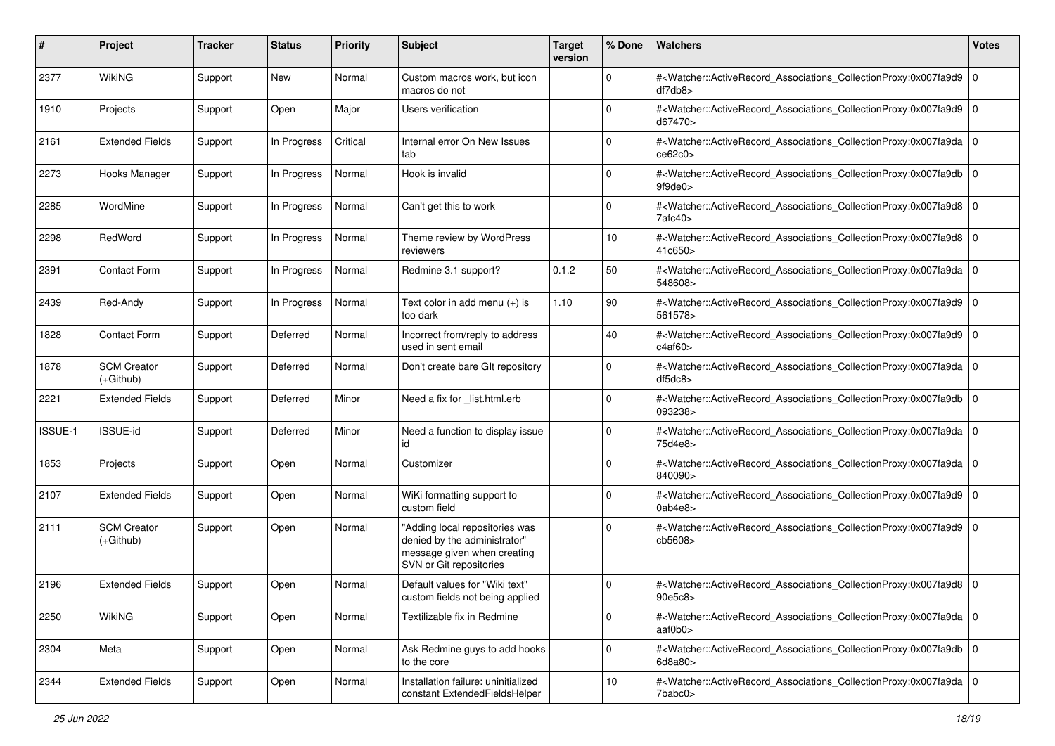| # | Project | Tracker | Status | Priority | Subject | Target version | % Done | Watchers | Votes |
|---|---|---|---|---|---|---|---|---|---|
| 2377 | WikiNG | Support | New | Normal | Custom macros work, but icon macros do not | | 0 | #<Watcher::ActiveRecord_Associations_CollectionProxy:0x007fa9d9df7db8> | 0 |
| 1910 | Projects | Support | Open | Major | Users verification | | 0 | #<Watcher::ActiveRecord_Associations_CollectionProxy:0x007fa9d9d67470> | 0 |
| 2161 | Extended Fields | Support | In Progress | Critical | Internal error On New Issues tab | | 0 | #<Watcher::ActiveRecord_Associations_CollectionProxy:0x007fa9dace62c0> | 0 |
| 2273 | Hooks Manager | Support | In Progress | Normal | Hook is invalid | | 0 | #<Watcher::ActiveRecord_Associations_CollectionProxy:0x007fa9db9f9de0> | 0 |
| 2285 | WordMine | Support | In Progress | Normal | Can't get this to work | | 0 | #<Watcher::ActiveRecord_Associations_CollectionProxy:0x007fa9d87afc40> | 0 |
| 2298 | RedWord | Support | In Progress | Normal | Theme review by WordPress reviewers | | 10 | #<Watcher::ActiveRecord_Associations_CollectionProxy:0x007fa9d841c650> | 0 |
| 2391 | Contact Form | Support | In Progress | Normal | Redmine 3.1 support? | 0.1.2 | 50 | #<Watcher::ActiveRecord_Associations_CollectionProxy:0x007fa9da548608> | 0 |
| 2439 | Red-Andy | Support | In Progress | Normal | Text color in add menu (+) is too dark | 1.10 | 90 | #<Watcher::ActiveRecord_Associations_CollectionProxy:0x007fa9d9561578> | 0 |
| 1828 | Contact Form | Support | Deferred | Normal | Incorrect from/reply to address used in sent email | | 40 | #<Watcher::ActiveRecord_Associations_CollectionProxy:0x007fa9d9c4af60> | 0 |
| 1878 | SCM Creator (+Github) | Support | Deferred | Normal | Don't create bare GIt repository | | 0 | #<Watcher::ActiveRecord_Associations_CollectionProxy:0x007fa9dadf5dc8> | 0 |
| 2221 | Extended Fields | Support | Deferred | Minor | Need a fix for _list.html.erb | | 0 | #<Watcher::ActiveRecord_Associations_CollectionProxy:0x007fa9db093238> | 0 |
| ISSUE-1 | ISSUE-id | Support | Deferred | Minor | Need a function to display issue id | | 0 | #<Watcher::ActiveRecord_Associations_CollectionProxy:0x007fa9da75d4e8> | 0 |
| 1853 | Projects | Support | Open | Normal | Customizer | | 0 | #<Watcher::ActiveRecord_Associations_CollectionProxy:0x007fa9da840090> | 0 |
| 2107 | Extended Fields | Support | Open | Normal | WiKi formatting support to custom field | | 0 | #<Watcher::ActiveRecord_Associations_CollectionProxy:0x007fa9d90ab4e8> | 0 |
| 2111 | SCM Creator (+Github) | Support | Open | Normal | "Adding local repositories was denied by the administrator" message given when creating SVN or Git repositories | | 0 | #<Watcher::ActiveRecord_Associations_CollectionProxy:0x007fa9d9cb5608> | 0 |
| 2196 | Extended Fields | Support | Open | Normal | Default values for "Wiki text" custom fields not being applied | | 0 | #<Watcher::ActiveRecord_Associations_CollectionProxy:0x007fa9d890e5c8> | 0 |
| 2250 | WikiNG | Support | Open | Normal | Textilizable fix in Redmine | | 0 | #<Watcher::ActiveRecord_Associations_CollectionProxy:0x007fa9daaaf0b0> | 0 |
| 2304 | Meta | Support | Open | Normal | Ask Redmine guys to add hooks to the core | | 0 | #<Watcher::ActiveRecord_Associations_CollectionProxy:0x007fa9db6d8a80> | 0 |
| 2344 | Extended Fields | Support | Open | Normal | Installation failure: uninitialized constant ExtendedFieldsHelper | | 10 | #<Watcher::ActiveRecord_Associations_CollectionProxy:0x007fa9da7babc0> | 0 |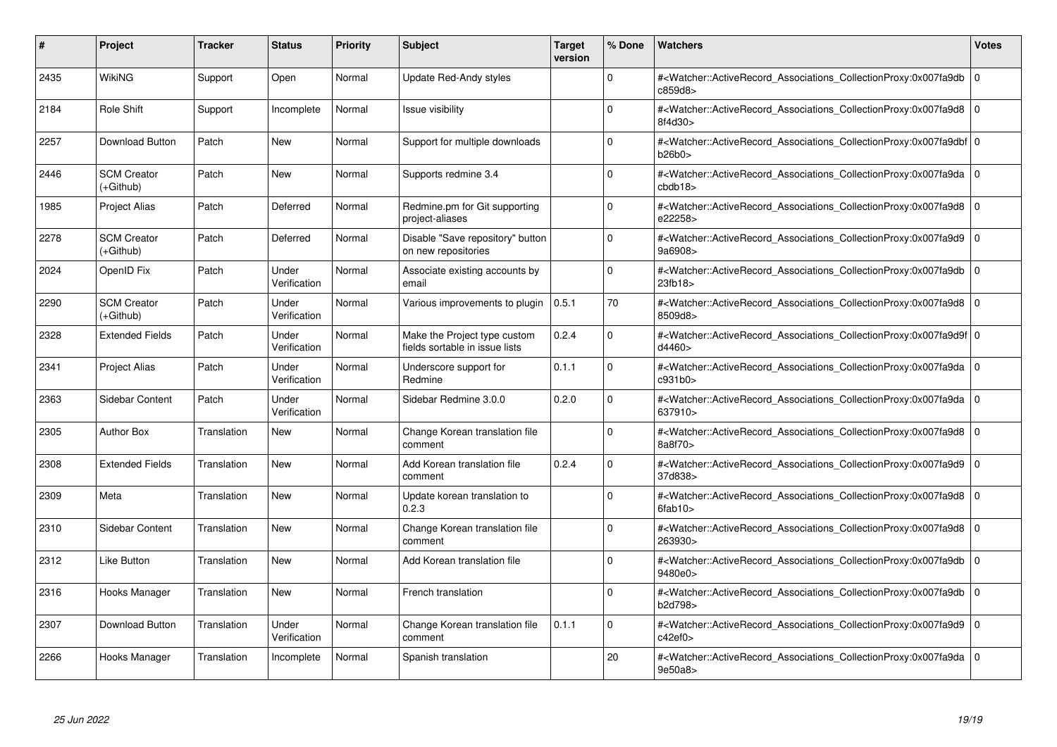| # | Project | Tracker | Status | Priority | Subject | Target version | % Done | Watchers | Votes |
|---|---|---|---|---|---|---|---|---|---|
| 2435 | WikiNG | Support | Open | Normal | Update Red-Andy styles | | 0 | #<Watcher::ActiveRecord_Associations_CollectionProxy:0x007fa9dbc859d8> | 0 |
| 2184 | Role Shift | Support | Incomplete | Normal | Issue visibility | | 0 | #<Watcher::ActiveRecord_Associations_CollectionProxy:0x007fa9d88f4d30> | 0 |
| 2257 | Download Button | Patch | New | Normal | Support for multiple downloads | | 0 | #<Watcher::ActiveRecord_Associations_CollectionProxy:0x007fa9dbfb26b0> | 0 |
| 2446 | SCM Creator (+Github) | Patch | New | Normal | Supports redmine 3.4 | | 0 | #<Watcher::ActiveRecord_Associations_CollectionProxy:0x007fa9dacbdb18> | 0 |
| 1985 | Project Alias | Patch | Deferred | Normal | Redmine.pm for Git supporting project-aliases | | 0 | #<Watcher::ActiveRecord_Associations_CollectionProxy:0x007fa9d8e22258> | 0 |
| 2278 | SCM Creator (+Github) | Patch | Deferred | Normal | Disable "Save repository" button on new repositories | | 0 | #<Watcher::ActiveRecord_Associations_CollectionProxy:0x007fa9d99a6908> | 0 |
| 2024 | OpenID Fix | Patch | Under Verification | Normal | Associate existing accounts by email | | 0 | #<Watcher::ActiveRecord_Associations_CollectionProxy:0x007fa9db23fb18> | 0 |
| 2290 | SCM Creator (+Github) | Patch | Under Verification | Normal | Various improvements to plugin | 0.5.1 | 70 | #<Watcher::ActiveRecord_Associations_CollectionProxy:0x007fa9d88509d8> | 0 |
| 2328 | Extended Fields | Patch | Under Verification | Normal | Make the Project type custom fields sortable in issue lists | 0.2.4 | 0 | #<Watcher::ActiveRecord_Associations_CollectionProxy:0x007fa9d9fd4460> | 0 |
| 2341 | Project Alias | Patch | Under Verification | Normal | Underscore support for Redmine | 0.1.1 | 0 | #<Watcher::ActiveRecord_Associations_CollectionProxy:0x007fa9dac931b0> | 0 |
| 2363 | Sidebar Content | Patch | Under Verification | Normal | Sidebar Redmine 3.0.0 | 0.2.0 | 0 | #<Watcher::ActiveRecord_Associations_CollectionProxy:0x007fa9da637910> | 0 |
| 2305 | Author Box | Translation | New | Normal | Change Korean translation file comment | | 0 | #<Watcher::ActiveRecord_Associations_CollectionProxy:0x007fa9d88a8f70> | 0 |
| 2308 | Extended Fields | Translation | New | Normal | Add Korean translation file comment | 0.2.4 | 0 | #<Watcher::ActiveRecord_Associations_CollectionProxy:0x007fa9d937d838> | 0 |
| 2309 | Meta | Translation | New | Normal | Update korean translation to 0.2.3 | | 0 | #<Watcher::ActiveRecord_Associations_CollectionProxy:0x007fa9d86fab10> | 0 |
| 2310 | Sidebar Content | Translation | New | Normal | Change Korean translation file comment | | 0 | #<Watcher::ActiveRecord_Associations_CollectionProxy:0x007fa9d8263930> | 0 |
| 2312 | Like Button | Translation | New | Normal | Add Korean translation file | | 0 | #<Watcher::ActiveRecord_Associations_CollectionProxy:0x007fa9db9480e0> | 0 |
| 2316 | Hooks Manager | Translation | New | Normal | French translation | | 0 | #<Watcher::ActiveRecord_Associations_CollectionProxy:0x007fa9dbb2d798> | 0 |
| 2307 | Download Button | Translation | Under Verification | Normal | Change Korean translation file comment | 0.1.1 | 0 | #<Watcher::ActiveRecord_Associations_CollectionProxy:0x007fa9d9c42ef0> | 0 |
| 2266 | Hooks Manager | Translation | Incomplete | Normal | Spanish translation | | 20 | #<Watcher::ActiveRecord_Associations_CollectionProxy:0x007fa9da9e50a8> | 0 |

*25 Jun 2022*